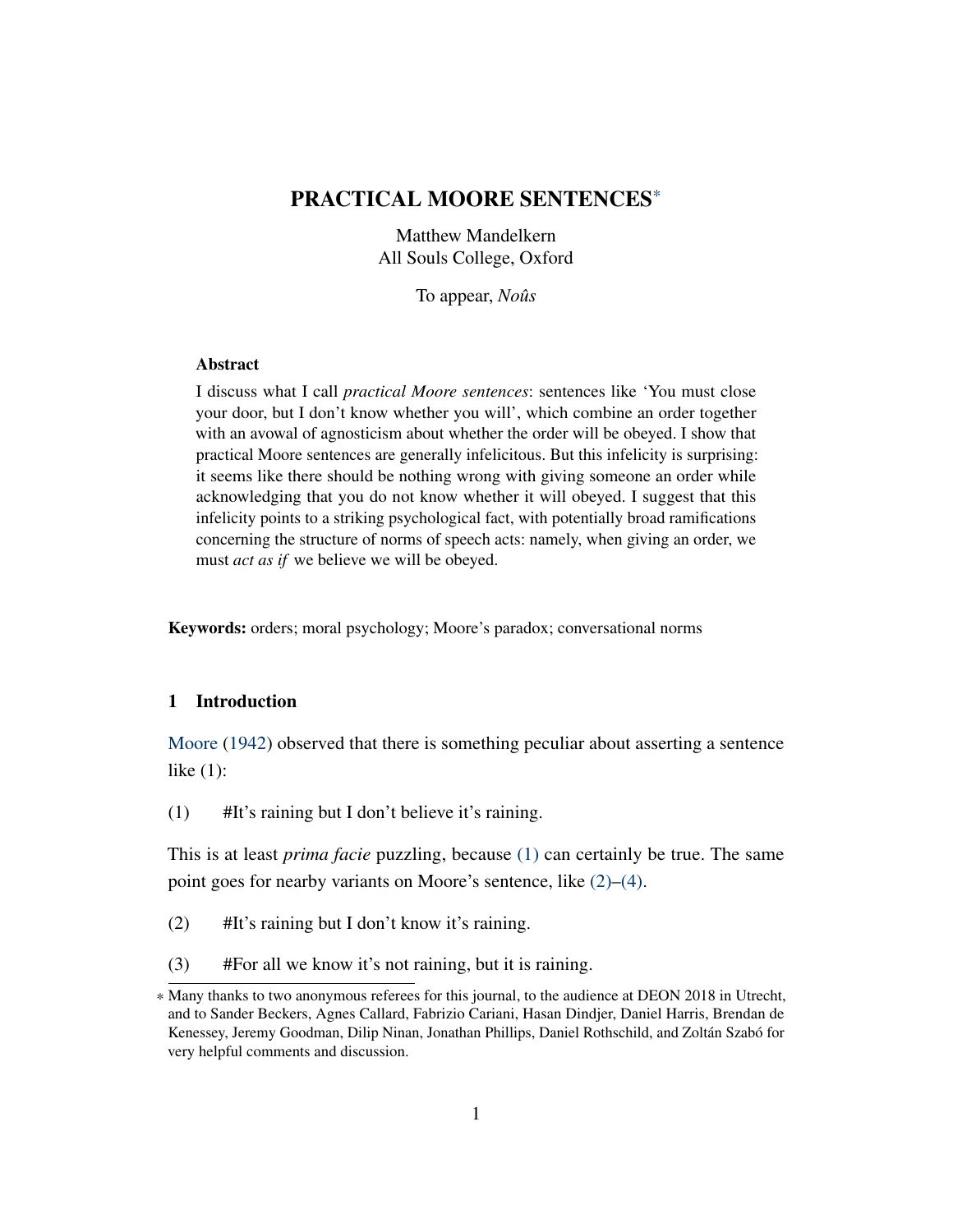# PRACTICAL MOORE SENTENCES*

Matthew Mandelkern
All Souls College, Oxford

To appear, *Noûs*

**Abstract**

I discuss what I call *practical Moore sentences*: sentences like 'You must close your door, but I don't know whether you will', which combine an order together with an avowal of agnosticism about whether the order will be obeyed. I show that practical Moore sentences are generally infelicitous. But this infelicity is surprising: it seems like there should be nothing wrong with giving someone an order while acknowledging that you do not know whether it will obeyed. I suggest that this infelicity points to a striking psychological fact, with potentially broad ramifications concerning the structure of norms of speech acts: namely, when giving an order, we must *act as if* we believe we will be obeyed.

**Keywords:** orders; moral psychology; Moore's paradox; conversational norms

## 1 Introduction

Moore (1942) observed that there is something peculiar about asserting a sentence like (1):

(1) #It's raining but I don't believe it's raining.

This is at least *prima facie* puzzling, because (1) can certainly be true. The same point goes for nearby variants on Moore's sentence, like (2)–(4).

(2) #It's raining but I don't know it's raining.

(3) #For all we know it's not raining, but it is raining.

* Many thanks to two anonymous referees for this journal, to the audience at DEON 2018 in Utrecht, and to Sander Beckers, Agnes Callard, Fabrizio Cariani, Hasan Dindjer, Daniel Harris, Brendan de Kenessey, Jeremy Goodman, Dilip Ninan, Jonathan Phillips, Daniel Rothschild, and Zoltán Szabó for very helpful comments and discussion.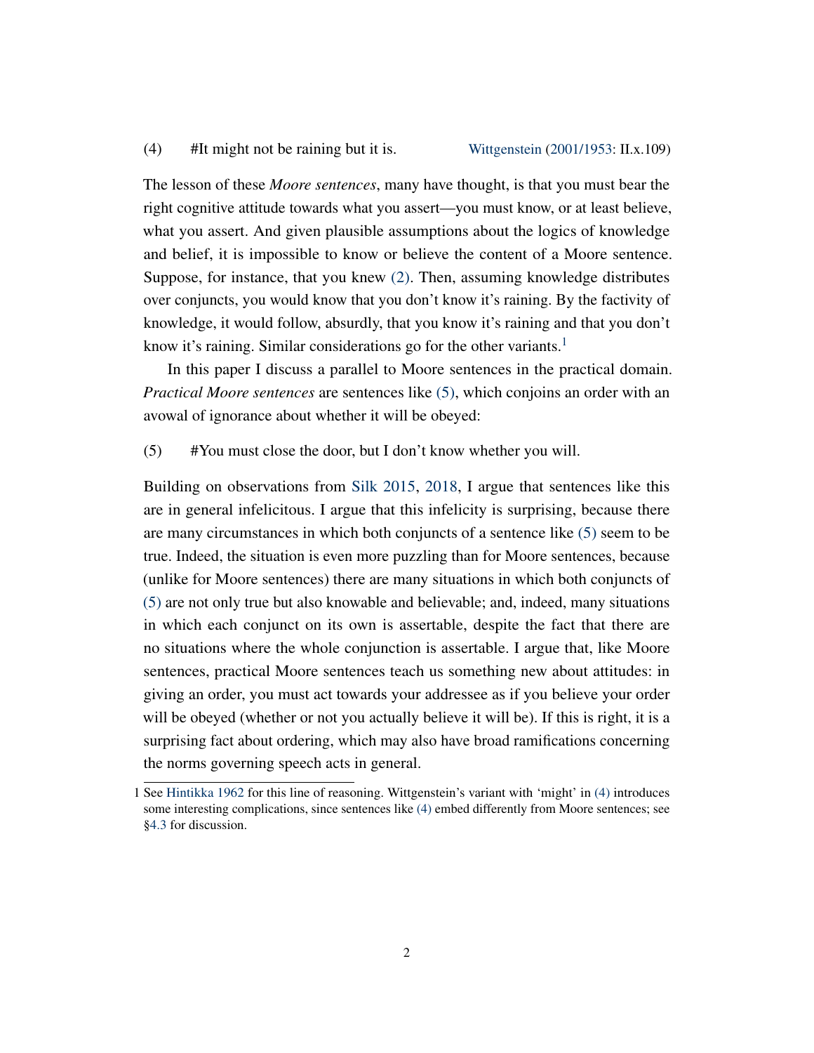(4) #It might not be raining but it is. Wittgenstein (2001/1953: II.x.109)

The lesson of these *Moore sentences*, many have thought, is that you must bear the right cognitive attitude towards what you assert—you must know, or at least believe, what you assert. And given plausible assumptions about the logics of knowledge and belief, it is impossible to know or believe the content of a Moore sentence. Suppose, for instance, that you knew (2). Then, assuming knowledge distributes over conjuncts, you would know that you don't know it's raining. By the factivity of knowledge, it would follow, absurdly, that you know it's raining and that you don't know it's raining. Similar considerations go for the other variants.[1]

In this paper I discuss a parallel to Moore sentences in the practical domain. *Practical Moore sentences* are sentences like (5), which conjoins an order with an avowal of ignorance about whether it will be obeyed:

(5) #You must close the door, but I don't know whether you will.

Building on observations from Silk 2015, 2018, I argue that sentences like this are in general infelicitous. I argue that this infelicity is surprising, because there are many circumstances in which both conjuncts of a sentence like (5) seem to be true. Indeed, the situation is even more puzzling than for Moore sentences, because (unlike for Moore sentences) there are many situations in which both conjuncts of (5) are not only true but also knowable and believable; and, indeed, many situations in which each conjunct on its own is assertable, despite the fact that there are no situations where the whole conjunction is assertable. I argue that, like Moore sentences, practical Moore sentences teach us something new about attitudes: in giving an order, you must act towards your addressee as if you believe your order will be obeyed (whether or not you actually believe it will be). If this is right, it is a surprising fact about ordering, which may also have broad ramifications concerning the norms governing speech acts in general.

1 See Hintikka 1962 for this line of reasoning. Wittgenstein's variant with 'might' in (4) introduces some interesting complications, since sentences like (4) embed differently from Moore sentences; see §4.3 for discussion.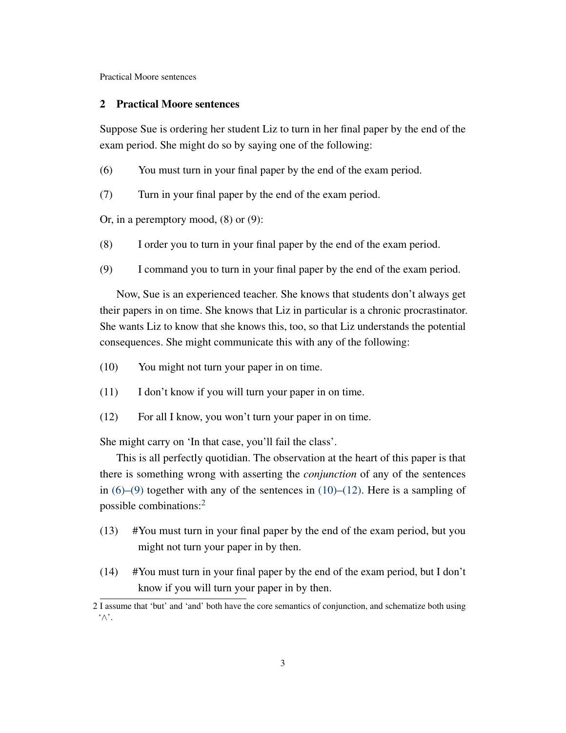## 2 Practical Moore sentences

Suppose Sue is ordering her student Liz to turn in her final paper by the end of the exam period. She might do so by saying one of the following:

(6) You must turn in your final paper by the end of the exam period.

(7) Turn in your final paper by the end of the exam period.

Or, in a peremptory mood, (8) or (9):

(8) I order you to turn in your final paper by the end of the exam period.

(9) I command you to turn in your final paper by the end of the exam period.

Now, Sue is an experienced teacher. She knows that students don't always get their papers in on time. She knows that Liz in particular is a chronic procrastinator. She wants Liz to know that she knows this, too, so that Liz understands the potential consequences. She might communicate this with any of the following:

(10) You might not turn your paper in on time.

(11) I don't know if you will turn your paper in on time.

(12) For all I know, you won't turn your paper in on time.

She might carry on 'In that case, you'll fail the class'.

This is all perfectly quotidian. The observation at the heart of this paper is that there is something wrong with asserting the *conjunction* of any of the sentences in (6)–(9) together with any of the sentences in (10)–(12). Here is a sampling of possible combinations:[2]

(13) #You must turn in your final paper by the end of the exam period, but you might not turn your paper in by then.

(14) #You must turn in your final paper by the end of the exam period, but I don't know if you will turn your paper in by then.

[2] I assume that 'but' and 'and' both have the core semantics of conjunction, and schematize both using '$\wedge$'.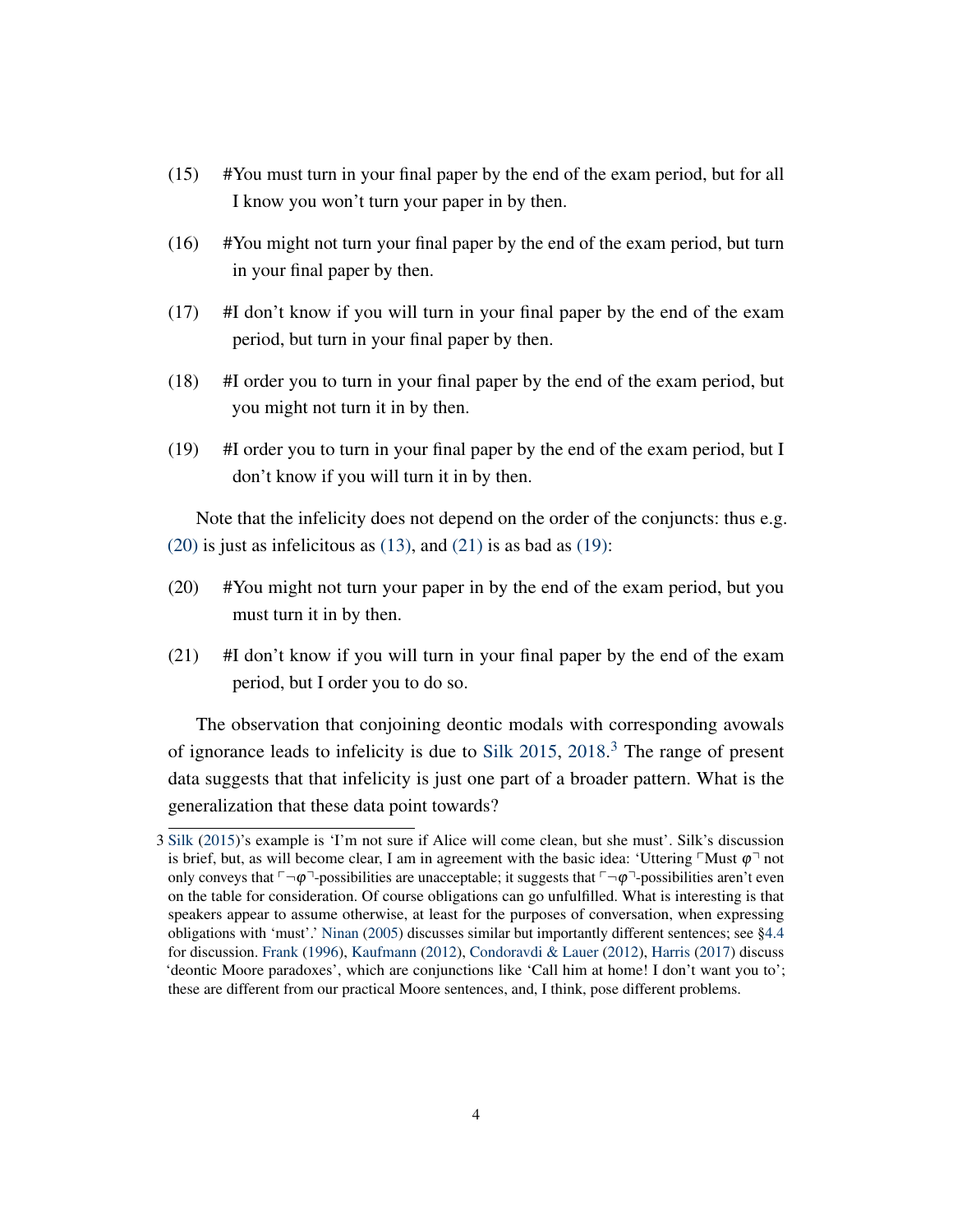(15) #You must turn in your final paper by the end of the exam period, but for all I know you won't turn your paper in by then.

(16) #You might not turn your final paper by the end of the exam period, but turn in your final paper by then.

(17) #I don't know if you will turn in your final paper by the end of the exam period, but turn in your final paper by then.

(18) #I order you to turn in your final paper by the end of the exam period, but you might not turn it in by then.

(19) #I order you to turn in your final paper by the end of the exam period, but I don't know if you will turn it in by then.

Note that the infelicity does not depend on the order of the conjuncts: thus e.g. (20) is just as infelicitous as (13), and (21) is as bad as (19):

(20) #You might not turn your paper in by the end of the exam period, but you must turn it in by then.

(21) #I don't know if you will turn in your final paper by the end of the exam period, but I order you to do so.

The observation that conjoining deontic modals with corresponding avowals of ignorance leads to infelicity is due to Silk 2015, 2018.[3] The range of present data suggests that that infelicity is just one part of a broader pattern. What is the generalization that these data point towards?

---

[3] Silk (2015)'s example is 'I'm not sure if Alice will come clean, but she must'. Silk's discussion is brief, but, as will become clear, I am in agreement with the basic idea: 'Uttering ⌜Must $\varphi$⌝ not only conveys that ⌜$\neg\varphi$⌝-possibilities are unacceptable; it suggests that ⌜$\neg\varphi$⌝-possibilities aren't even on the table for consideration. Of course obligations can go unfulfilled. What is interesting is that speakers appear to assume otherwise, at least for the purposes of conversation, when expressing obligations with 'must'.' Ninan (2005) discusses similar but importantly different sentences; see §4.4 for discussion. Frank (1996), Kaufmann (2012), Condoravdi & Lauer (2012), Harris (2017) discuss 'deontic Moore paradoxes', which are conjunctions like 'Call him at home! I don't want you to'; these are different from our practical Moore sentences, and, I think, pose different problems.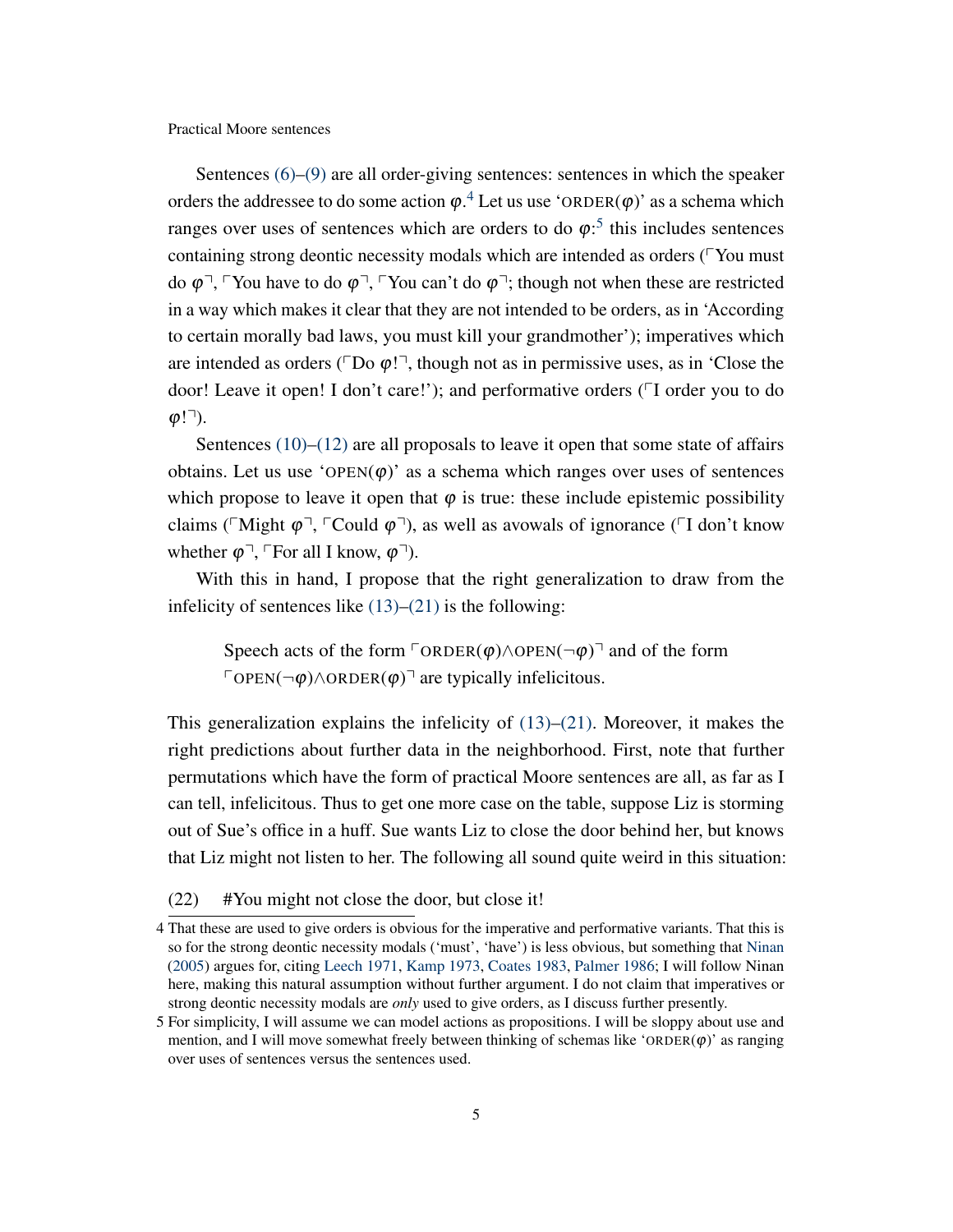Sentences (6)–(9) are all order-giving sentences: sentences in which the speaker orders the addressee to do some action $\varphi$.[4] Let us use 'ORDER($\varphi$)' as a schema which ranges over uses of sentences which are orders to do $\varphi$:[5] this includes sentences containing strong deontic necessity modals which are intended as orders (⌜You must do $\varphi$⌝, ⌜You have to do $\varphi$⌝, ⌜You can't do $\varphi$⌝; though not when these are restricted in a way which makes it clear that they are not intended to be orders, as in 'According to certain morally bad laws, you must kill your grandmother'); imperatives which are intended as orders (⌜Do $\varphi$!⌝, though not as in permissive uses, as in 'Close the door! Leave it open! I don't care!'); and performative orders (⌜I order you to do $\varphi$!⌝).

Sentences (10)–(12) are all proposals to leave it open that some state of affairs obtains. Let us use 'OPEN($\varphi$)' as a schema which ranges over uses of sentences which propose to leave it open that $\varphi$ is true: these include epistemic possibility claims (⌜Might $\varphi$⌝, ⌜Could $\varphi$⌝), as well as avowals of ignorance (⌜I don't know whether $\varphi$⌝, ⌜For all I know, $\varphi$⌝).

With this in hand, I propose that the right generalization to draw from the infelicity of sentences like (13)–(21) is the following:

> Speech acts of the form ⌜ORDER($\varphi$)$\wedge$OPEN($\neg\varphi$)⌝ and of the form ⌜OPEN($\neg\varphi$)$\wedge$ORDER($\varphi$)⌝ are typically infelicitous.

This generalization explains the infelicity of (13)–(21). Moreover, it makes the right predictions about further data in the neighborhood. First, note that further permutations which have the form of practical Moore sentences are all, as far as I can tell, infelicitous. Thus to get one more case on the table, suppose Liz is storming out of Sue's office in a huff. Sue wants Liz to close the door behind her, but knows that Liz might not listen to her. The following all sound quite weird in this situation:

(22) #You might not close the door, but close it!

---

4 That these are used to give orders is obvious for the imperative and performative variants. That this is so for the strong deontic necessity modals ('must', 'have') is less obvious, but something that Ninan (2005) argues for, citing Leech 1971, Kamp 1973, Coates 1983, Palmer 1986; I will follow Ninan here, making this natural assumption without further argument. I do not claim that imperatives or strong deontic necessity modals are *only* used to give orders, as I discuss further presently.

5 For simplicity, I will assume we can model actions as propositions. I will be sloppy about use and mention, and I will move somewhat freely between thinking of schemas like 'ORDER($\varphi$)' as ranging over uses of sentences versus the sentences used.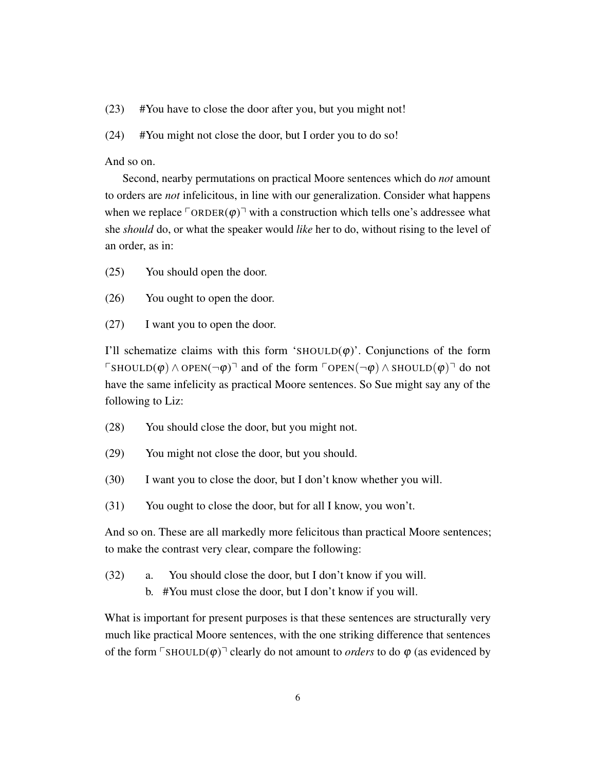(23) #You have to close the door after you, but you might not!

(24) #You might not close the door, but I order you to do so!

And so on.

Second, nearby permutations on practical Moore sentences which do *not* amount to orders are *not* infelicitous, in line with our generalization. Consider what happens when we replace $\ulcorner\text{ORDER}(\varphi)\urcorner$ with a construction which tells one's addressee what she *should* do, or what the speaker would *like* her to do, without rising to the level of an order, as in:

(25) You should open the door.

(26) You ought to open the door.

(27) I want you to open the door.

I'll schematize claims with this form '$\text{SHOULD}(\varphi)$'. Conjunctions of the form $\ulcorner\text{SHOULD}(\varphi) \wedge \text{OPEN}(\neg\varphi)\urcorner$ and of the form $\ulcorner\text{OPEN}(\neg\varphi) \wedge \text{SHOULD}(\varphi)\urcorner$ do not have the same infelicity as practical Moore sentences. So Sue might say any of the following to Liz:

(28) You should close the door, but you might not.

(29) You might not close the door, but you should.

(30) I want you to close the door, but I don't know whether you will.

(31) You ought to close the door, but for all I know, you won't.

And so on. These are all markedly more felicitous than practical Moore sentences; to make the contrast very clear, compare the following:

(32) a. You should close the door, but I don't know if you will.
b. #You must close the door, but I don't know if you will.

What is important for present purposes is that these sentences are structurally very much like practical Moore sentences, with the one striking difference that sentences of the form $\ulcorner\text{SHOULD}(\varphi)\urcorner$ clearly do not amount to *orders* to do $\varphi$ (as evidenced by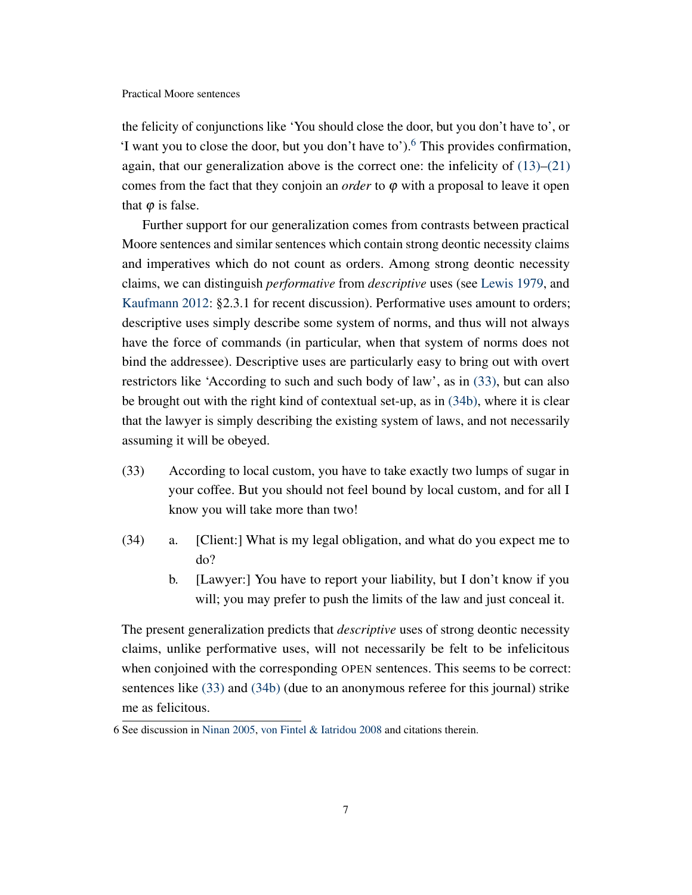the felicity of conjunctions like 'You should close the door, but you don't have to', or 'I want you to close the door, but you don't have to').[6] This provides confirmation, again, that our generalization above is the correct one: the infelicity of (13)–(21) comes from the fact that they conjoin an *order* to $\varphi$ with a proposal to leave it open that $\varphi$ is false.

Further support for our generalization comes from contrasts between practical Moore sentences and similar sentences which contain strong deontic necessity claims and imperatives which do not count as orders. Among strong deontic necessity claims, we can distinguish *performative* from *descriptive* uses (see Lewis 1979, and Kaufmann 2012: §2.3.1 for recent discussion). Performative uses amount to orders; descriptive uses simply describe some system of norms, and thus will not always have the force of commands (in particular, when that system of norms does not bind the addressee). Descriptive uses are particularly easy to bring out with overt restrictors like 'According to such and such body of law', as in (33), but can also be brought out with the right kind of contextual set-up, as in (34b), where it is clear that the lawyer is simply describing the existing system of laws, and not necessarily assuming it will be obeyed.

(33) According to local custom, you have to take exactly two lumps of sugar in your coffee. But you should not feel bound by local custom, and for all I know you will take more than two!

(34) a. [Client:] What is my legal obligation, and what do you expect me to do?

b. [Lawyer:] You have to report your liability, but I don't know if you will; you may prefer to push the limits of the law and just conceal it.

The present generalization predicts that *descriptive* uses of strong deontic necessity claims, unlike performative uses, will not necessarily be felt to be infelicitous when conjoined with the corresponding OPEN sentences. This seems to be correct: sentences like (33) and (34b) (due to an anonymous referee for this journal) strike me as felicitous.

6 See discussion in Ninan 2005, von Fintel & Iatridou 2008 and citations therein.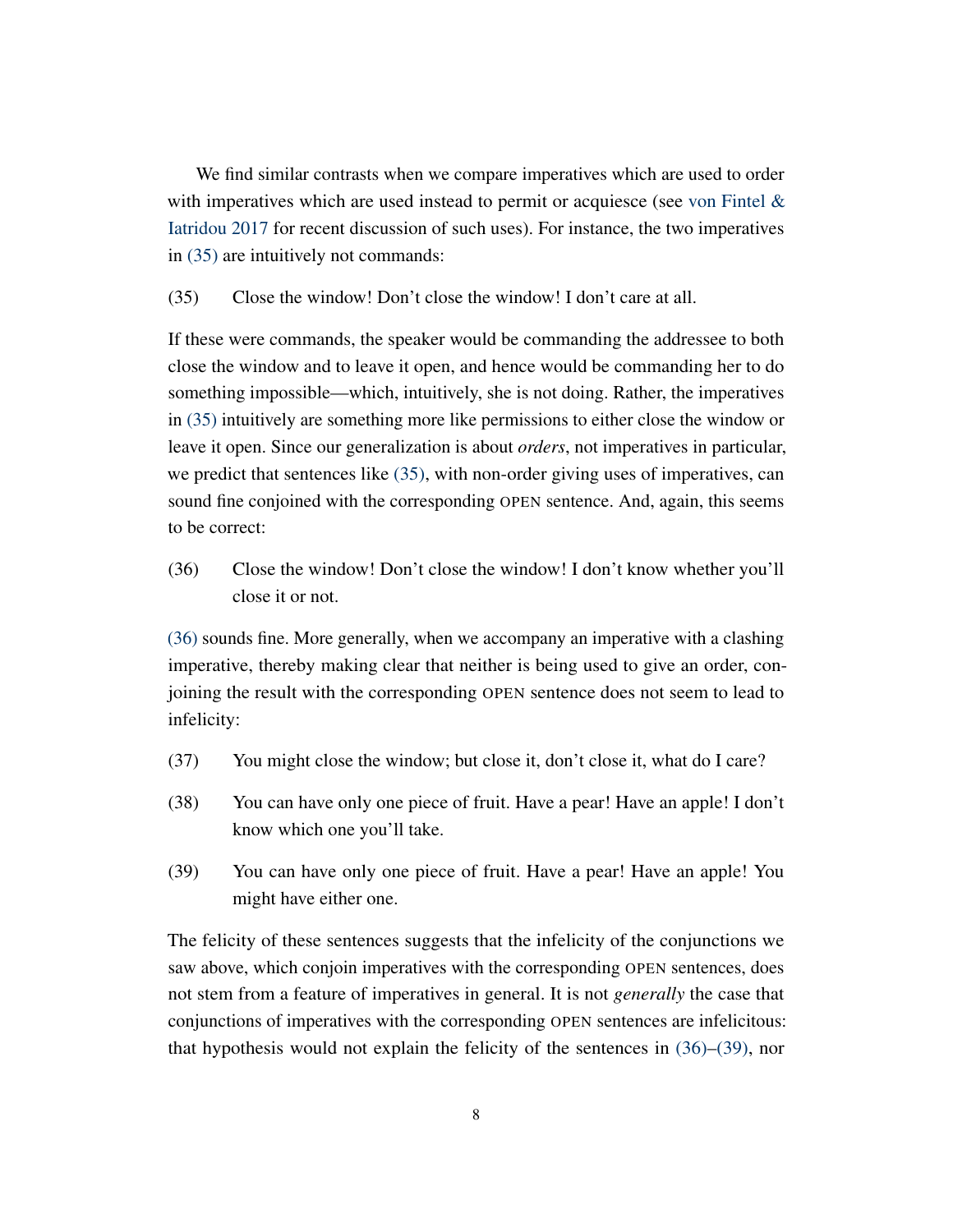We find similar contrasts when we compare imperatives which are used to order with imperatives which are used instead to permit or acquiesce (see von Fintel & Iatridou 2017 for recent discussion of such uses). For instance, the two imperatives in (35) are intuitively not commands:

(35) Close the window! Don't close the window! I don't care at all.

If these were commands, the speaker would be commanding the addressee to both close the window and to leave it open, and hence would be commanding her to do something impossible—which, intuitively, she is not doing. Rather, the imperatives in (35) intuitively are something more like permissions to either close the window or leave it open. Since our generalization is about *orders*, not imperatives in particular, we predict that sentences like (35), with non-order giving uses of imperatives, can sound fine conjoined with the corresponding OPEN sentence. And, again, this seems to be correct:

(36) Close the window! Don't close the window! I don't know whether you'll close it or not.

(36) sounds fine. More generally, when we accompany an imperative with a clashing imperative, thereby making clear that neither is being used to give an order, conjoining the result with the corresponding OPEN sentence does not seem to lead to infelicity:

(37) You might close the window; but close it, don't close it, what do I care?

(38) You can have only one piece of fruit. Have a pear! Have an apple! I don't know which one you'll take.

(39) You can have only one piece of fruit. Have a pear! Have an apple! You might have either one.

The felicity of these sentences suggests that the infelicity of the conjunctions we saw above, which conjoin imperatives with the corresponding OPEN sentences, does not stem from a feature of imperatives in general. It is not *generally* the case that conjunctions of imperatives with the corresponding OPEN sentences are infelicitous: that hypothesis would not explain the felicity of the sentences in (36)–(39), nor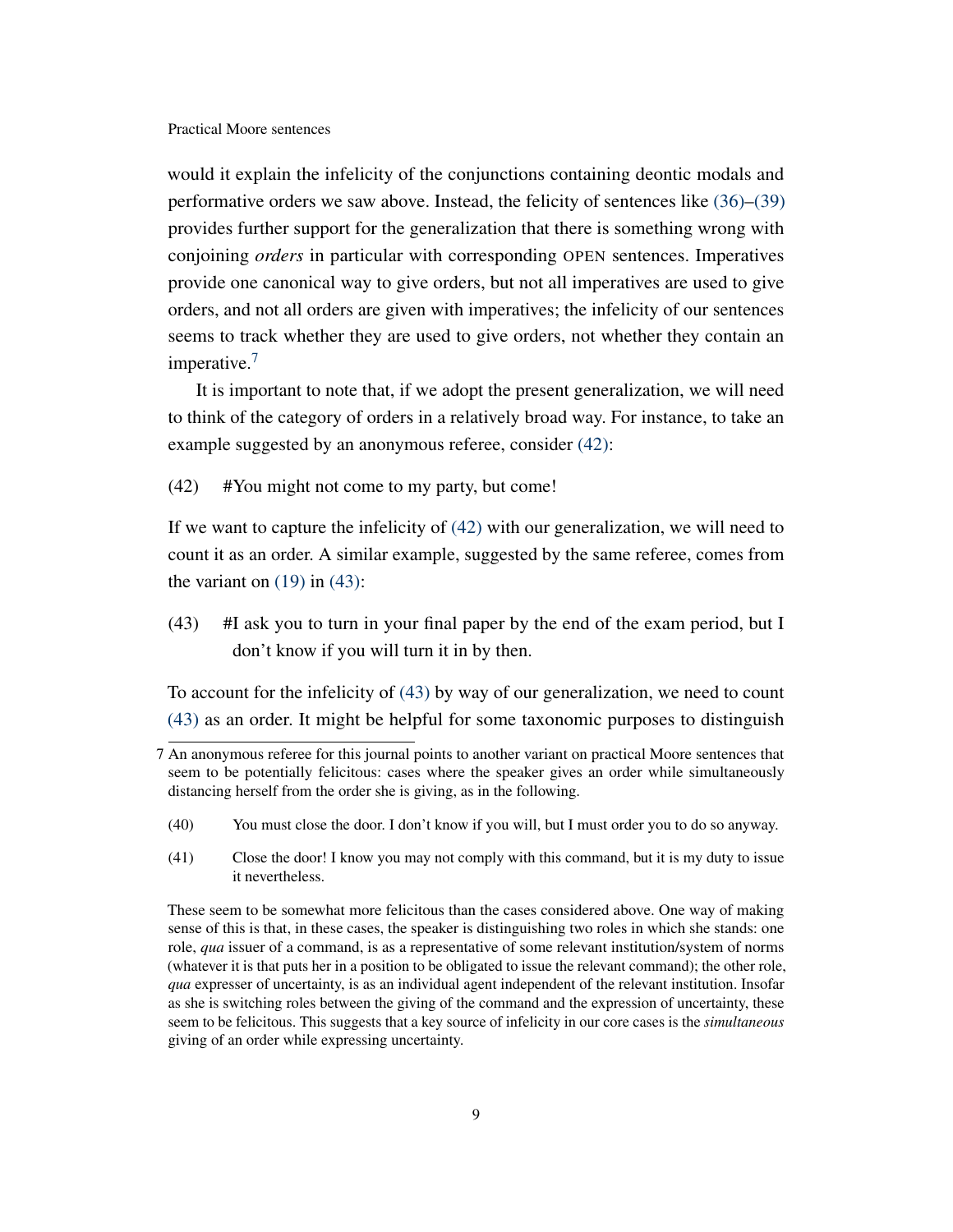would it explain the infelicity of the conjunctions containing deontic modals and performative orders we saw above. Instead, the felicity of sentences like (36)–(39) provides further support for the generalization that there is something wrong with conjoining *orders* in particular with corresponding OPEN sentences. Imperatives provide one canonical way to give orders, but not all imperatives are used to give orders, and not all orders are given with imperatives; the infelicity of our sentences seems to track whether they are used to give orders, not whether they contain an imperative.[7]

It is important to note that, if we adopt the present generalization, we will need to think of the category of orders in a relatively broad way. For instance, to take an example suggested by an anonymous referee, consider (42):

(42) #You might not come to my party, but come!

If we want to capture the infelicity of (42) with our generalization, we will need to count it as an order. A similar example, suggested by the same referee, comes from the variant on (19) in (43):

(43) #I ask you to turn in your final paper by the end of the exam period, but I don't know if you will turn it in by then.

To account for the infelicity of (43) by way of our generalization, we need to count (43) as an order. It might be helpful for some taxonomic purposes to distinguish

---

7 An anonymous referee for this journal points to another variant on practical Moore sentences that seem to be potentially felicitous: cases where the speaker gives an order while simultaneously distancing herself from the order she is giving, as in the following.

(40) You must close the door. I don't know if you will, but I must order you to do so anyway.

(41) Close the door! I know you may not comply with this command, but it is my duty to issue it nevertheless.

These seem to be somewhat more felicitous than the cases considered above. One way of making sense of this is that, in these cases, the speaker is distinguishing two roles in which she stands: one role, *qua* issuer of a command, is as a representative of some relevant institution/system of norms (whatever it is that puts her in a position to be obligated to issue the relevant command); the other role, *qua* expresser of uncertainty, is as an individual agent independent of the relevant institution. Insofar as she is switching roles between the giving of the command and the expression of uncertainty, these seem to be felicitous. This suggests that a key source of infelicity in our core cases is the *simultaneous* giving of an order while expressing uncertainty.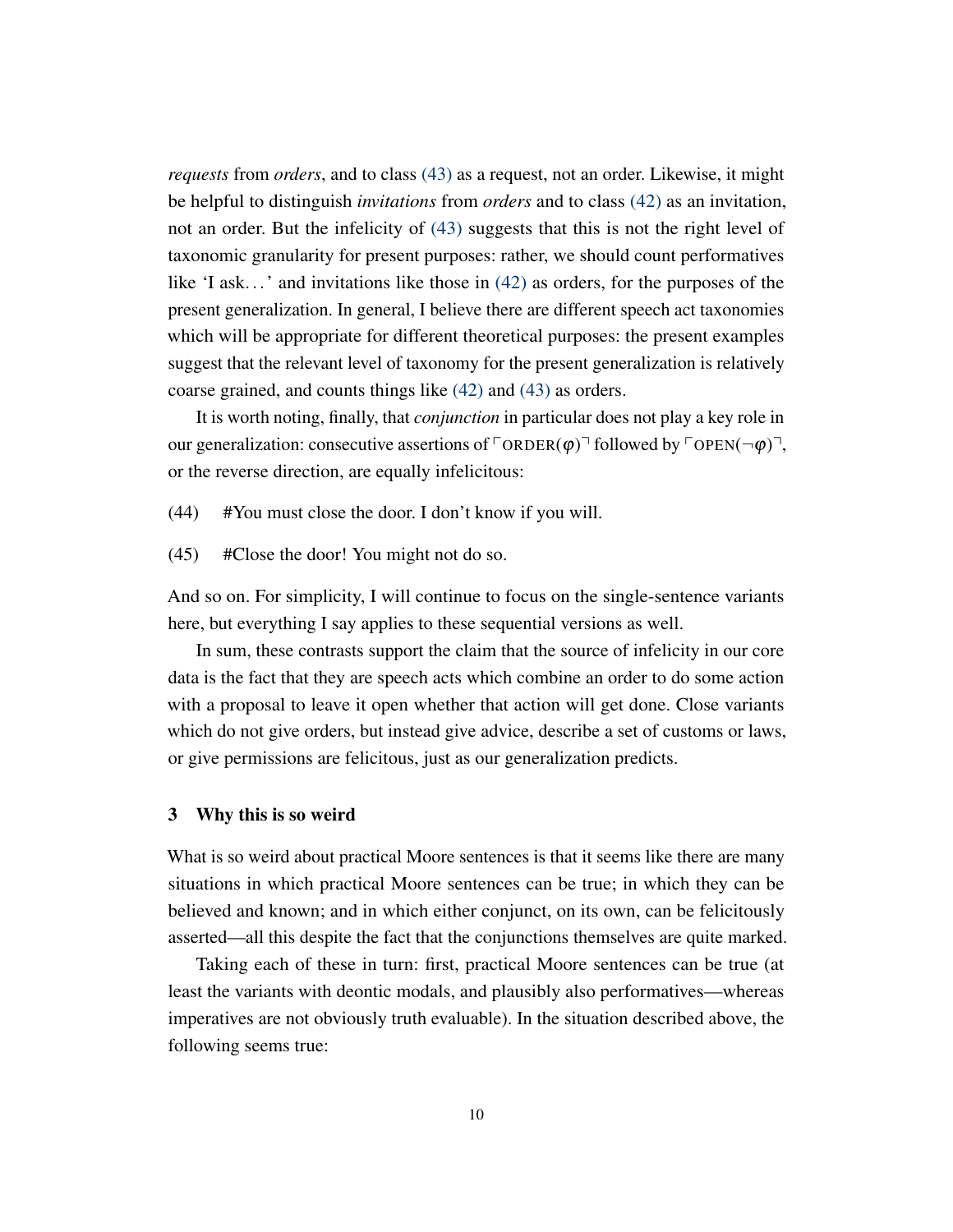*requests* from *orders*, and to class (43) as a request, not an order. Likewise, it might be helpful to distinguish *invitations* from *orders* and to class (42) as an invitation, not an order. But the infelicity of (43) suggests that this is not the right level of taxonomic granularity for present purposes: rather, we should count performatives like 'I ask…' and invitations like those in (42) as orders, for the purposes of the present generalization. In general, I believe there are different speech act taxonomies which will be appropriate for different theoretical purposes: the present examples suggest that the relevant level of taxonomy for the present generalization is relatively coarse grained, and counts things like (42) and (43) as orders.

It is worth noting, finally, that *conjunction* in particular does not play a key role in our generalization: consecutive assertions of $\ulcorner \text{ORDER}(\varphi) \urcorner$ followed by $\ulcorner \text{OPEN}(\neg\varphi) \urcorner$, or the reverse direction, are equally infelicitous:

(44) #You must close the door. I don't know if you will.

(45) #Close the door! You might not do so.

And so on. For simplicity, I will continue to focus on the single-sentence variants here, but everything I say applies to these sequential versions as well.

In sum, these contrasts support the claim that the source of infelicity in our core data is the fact that they are speech acts which combine an order to do some action with a proposal to leave it open whether that action will get done. Close variants which do not give orders, but instead give advice, describe a set of customs or laws, or give permissions are felicitous, just as our generalization predicts.

## 3 Why this is so weird

What is so weird about practical Moore sentences is that it seems like there are many situations in which practical Moore sentences can be true; in which they can be believed and known; and in which either conjunct, on its own, can be felicitously asserted—all this despite the fact that the conjunctions themselves are quite marked.

Taking each of these in turn: first, practical Moore sentences can be true (at least the variants with deontic modals, and plausibly also performatives—whereas imperatives are not obviously truth evaluable). In the situation described above, the following seems true: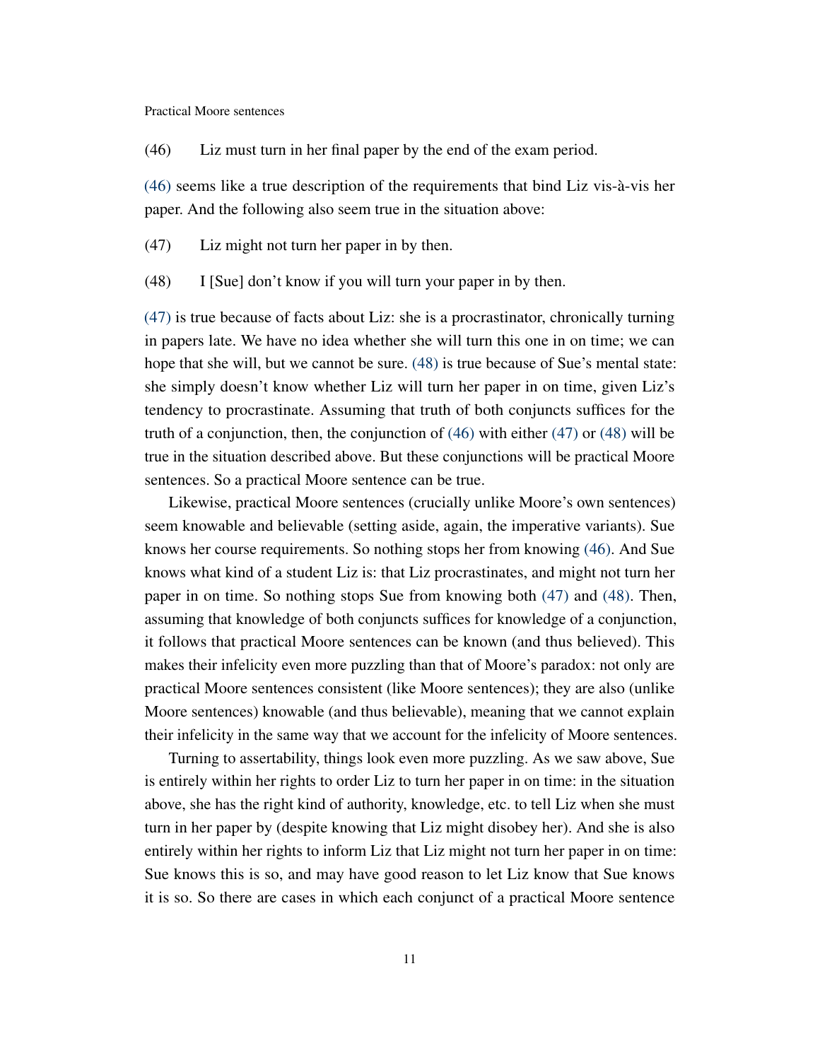(46) Liz must turn in her final paper by the end of the exam period.

(46) seems like a true description of the requirements that bind Liz vis-à-vis her paper. And the following also seem true in the situation above:

(47) Liz might not turn her paper in by then.

(48) I [Sue] don't know if you will turn your paper in by then.

(47) is true because of facts about Liz: she is a procrastinator, chronically turning in papers late. We have no idea whether she will turn this one in on time; we can hope that she will, but we cannot be sure. (48) is true because of Sue's mental state: she simply doesn't know whether Liz will turn her paper in on time, given Liz's tendency to procrastinate. Assuming that truth of both conjuncts suffices for the truth of a conjunction, then, the conjunction of (46) with either (47) or (48) will be true in the situation described above. But these conjunctions will be practical Moore sentences. So a practical Moore sentence can be true.

Likewise, practical Moore sentences (crucially unlike Moore's own sentences) seem knowable and believable (setting aside, again, the imperative variants). Sue knows her course requirements. So nothing stops her from knowing (46). And Sue knows what kind of a student Liz is: that Liz procrastinates, and might not turn her paper in on time. So nothing stops Sue from knowing both (47) and (48). Then, assuming that knowledge of both conjuncts suffices for knowledge of a conjunction, it follows that practical Moore sentences can be known (and thus believed). This makes their infelicity even more puzzling than that of Moore's paradox: not only are practical Moore sentences consistent (like Moore sentences); they are also (unlike Moore sentences) knowable (and thus believable), meaning that we cannot explain their infelicity in the same way that we account for the infelicity of Moore sentences.

Turning to assertability, things look even more puzzling. As we saw above, Sue is entirely within her rights to order Liz to turn her paper in on time: in the situation above, she has the right kind of authority, knowledge, etc. to tell Liz when she must turn in her paper by (despite knowing that Liz might disobey her). And she is also entirely within her rights to inform Liz that Liz might not turn her paper in on time: Sue knows this is so, and may have good reason to let Liz know that Sue knows it is so. So there are cases in which each conjunct of a practical Moore sentence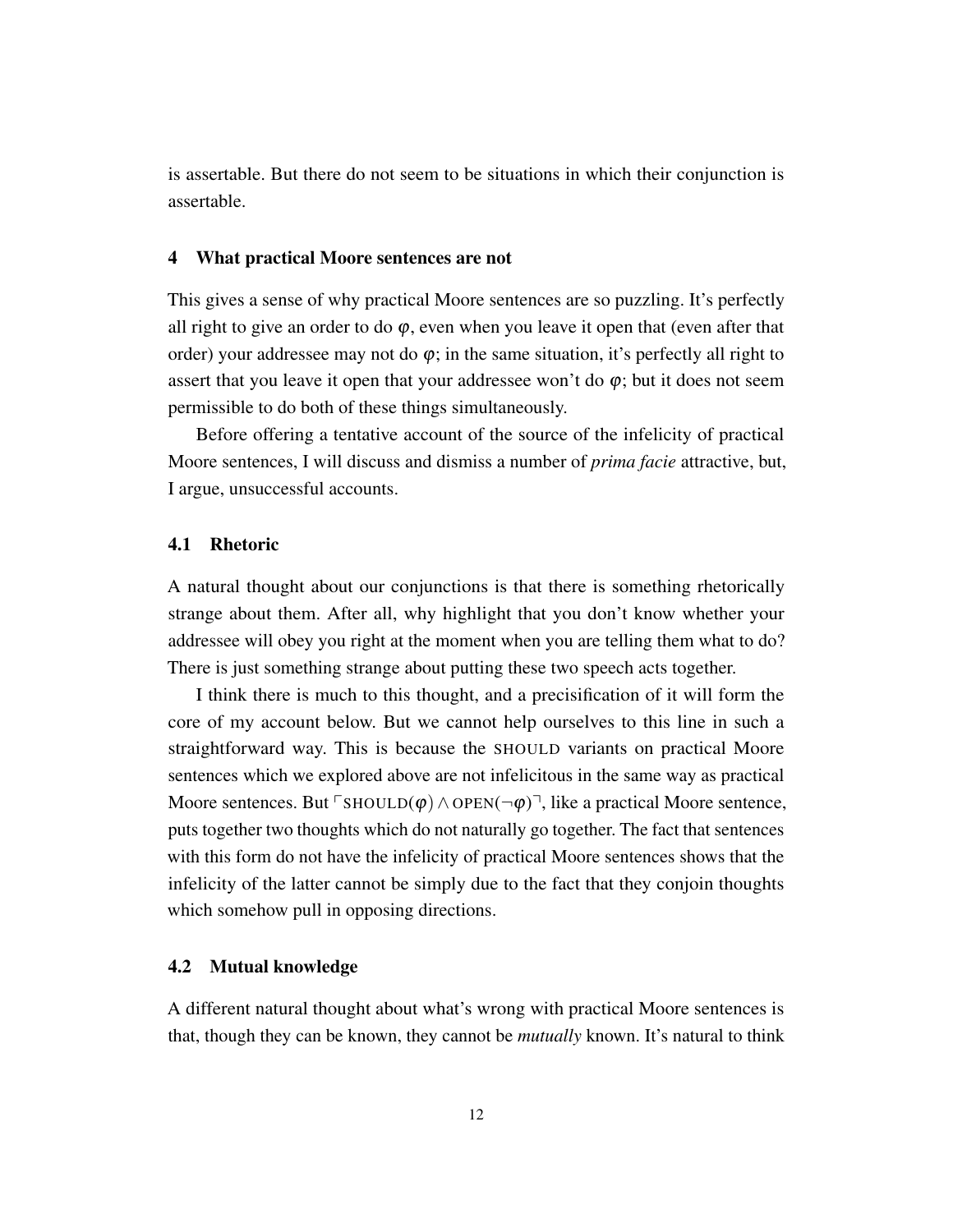is assertable. But there do not seem to be situations in which their conjunction is assertable.

## 4 What practical Moore sentences are not

This gives a sense of why practical Moore sentences are so puzzling. It's perfectly all right to give an order to do $\varphi$, even when you leave it open that (even after that order) your addressee may not do $\varphi$; in the same situation, it's perfectly all right to assert that you leave it open that your addressee won't do $\varphi$; but it does not seem permissible to do both of these things simultaneously.

Before offering a tentative account of the source of the infelicity of practical Moore sentences, I will discuss and dismiss a number of *prima facie* attractive, but, I argue, unsuccessful accounts.

### 4.1 Rhetoric

A natural thought about our conjunctions is that there is something rhetorically strange about them. After all, why highlight that you don't know whether your addressee will obey you right at the moment when you are telling them what to do? There is just something strange about putting these two speech acts together.

I think there is much to this thought, and a precisification of it will form the core of my account below. But we cannot help ourselves to this line in such a straightforward way. This is because the SHOULD variants on practical Moore sentences which we explored above are not infelicitous in the same way as practical Moore sentences. But $\ulcorner \text{SHOULD}(\varphi) \wedge \text{OPEN}(\neg\varphi) \urcorner$, like a practical Moore sentence, puts together two thoughts which do not naturally go together. The fact that sentences with this form do not have the infelicity of practical Moore sentences shows that the infelicity of the latter cannot be simply due to the fact that they conjoin thoughts which somehow pull in opposing directions.

### 4.2 Mutual knowledge

A different natural thought about what's wrong with practical Moore sentences is that, though they can be known, they cannot be *mutually* known. It's natural to think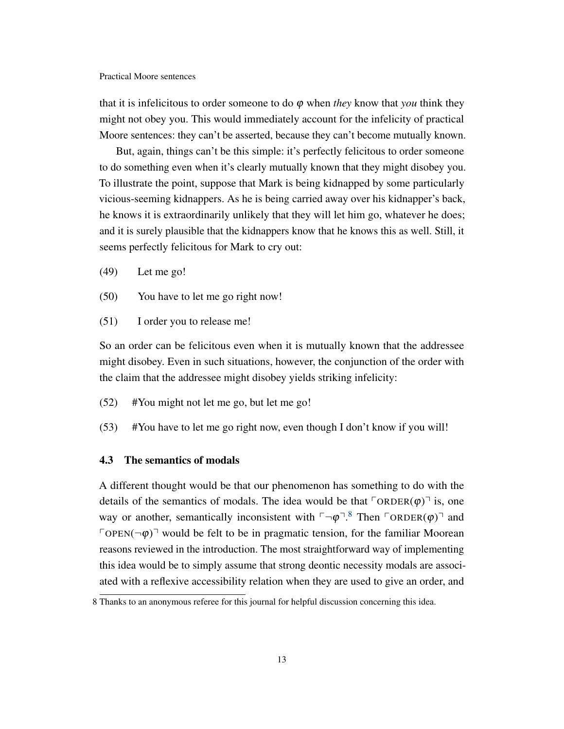that it is infelicitous to order someone to do $\varphi$ when *they* know that *you* think they might not obey you. This would immediately account for the infelicity of practical Moore sentences: they can't be asserted, because they can't become mutually known.

But, again, things can't be this simple: it's perfectly felicitous to order someone to do something even when it's clearly mutually known that they might disobey you. To illustrate the point, suppose that Mark is being kidnapped by some particularly vicious-seeming kidnappers. As he is being carried away over his kidnapper's back, he knows it is extraordinarily unlikely that they will let him go, whatever he does; and it is surely plausible that the kidnappers know that he knows this as well. Still, it seems perfectly felicitous for Mark to cry out:

(49) Let me go!

(50) You have to let me go right now!

(51) I order you to release me!

So an order can be felicitous even when it is mutually known that the addressee might disobey. Even in such situations, however, the conjunction of the order with the claim that the addressee might disobey yields striking infelicity:

(52) #You might not let me go, but let me go!

(53) #You have to let me go right now, even though I don't know if you will!

### 4.3 The semantics of modals

A different thought would be that our phenomenon has something to do with the details of the semantics of modals. The idea would be that $\ulcorner\text{ORDER}(\varphi)\urcorner$ is, one way or another, semantically inconsistent with $\ulcorner\neg\varphi\urcorner$.[8] Then $\ulcorner\text{ORDER}(\varphi)\urcorner$ and $\ulcorner\text{OPEN}(\neg\varphi)\urcorner$ would be felt to be in pragmatic tension, for the familiar Moorean reasons reviewed in the introduction. The most straightforward way of implementing this idea would be to simply assume that strong deontic necessity modals are associated with a reflexive accessibility relation when they are used to give an order, and

8 Thanks to an anonymous referee for this journal for helpful discussion concerning this idea.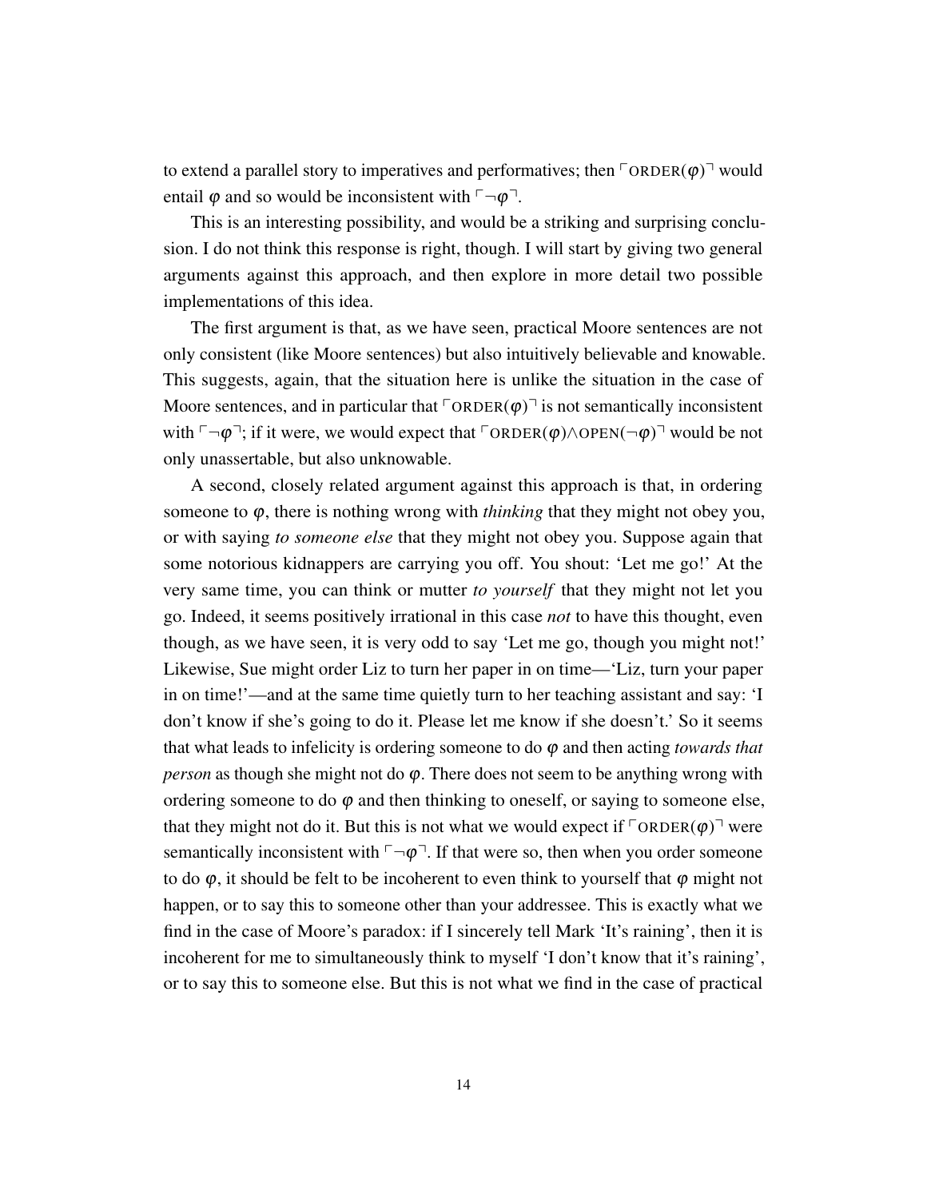to extend a parallel story to imperatives and performatives; then $\ulcorner \text{ORDER}(\varphi) \urcorner$ would entail $\varphi$ and so would be inconsistent with $\ulcorner \neg\varphi \urcorner$.

This is an interesting possibility, and would be a striking and surprising conclusion. I do not think this response is right, though. I will start by giving two general arguments against this approach, and then explore in more detail two possible implementations of this idea.

The first argument is that, as we have seen, practical Moore sentences are not only consistent (like Moore sentences) but also intuitively believable and knowable. This suggests, again, that the situation here is unlike the situation in the case of Moore sentences, and in particular that $\ulcorner \text{ORDER}(\varphi) \urcorner$ is not semantically inconsistent with $\ulcorner \neg\varphi \urcorner$; if it were, we would expect that $\ulcorner \text{ORDER}(\varphi) \wedge \text{OPEN}(\neg\varphi) \urcorner$ would be not only unassertable, but also unknowable.

A second, closely related argument against this approach is that, in ordering someone to $\varphi$, there is nothing wrong with *thinking* that they might not obey you, or with saying *to someone else* that they might not obey you. Suppose again that some notorious kidnappers are carrying you off. You shout: 'Let me go!' At the very same time, you can think or mutter *to yourself* that they might not let you go. Indeed, it seems positively irrational in this case *not* to have this thought, even though, as we have seen, it is very odd to say 'Let me go, though you might not!' Likewise, Sue might order Liz to turn her paper in on time—'Liz, turn your paper in on time!'—and at the same time quietly turn to her teaching assistant and say: 'I don't know if she's going to do it. Please let me know if she doesn't.' So it seems that what leads to infelicity is ordering someone to do $\varphi$ and then acting *towards that person* as though she might not do $\varphi$. There does not seem to be anything wrong with ordering someone to do $\varphi$ and then thinking to oneself, or saying to someone else, that they might not do it. But this is not what we would expect if $\ulcorner \text{ORDER}(\varphi) \urcorner$ were semantically inconsistent with $\ulcorner \neg\varphi \urcorner$. If that were so, then when you order someone to do $\varphi$, it should be felt to be incoherent to even think to yourself that $\varphi$ might not happen, or to say this to someone other than your addressee. This is exactly what we find in the case of Moore's paradox: if I sincerely tell Mark 'It's raining', then it is incoherent for me to simultaneously think to myself 'I don't know that it's raining', or to say this to someone else. But this is not what we find in the case of practical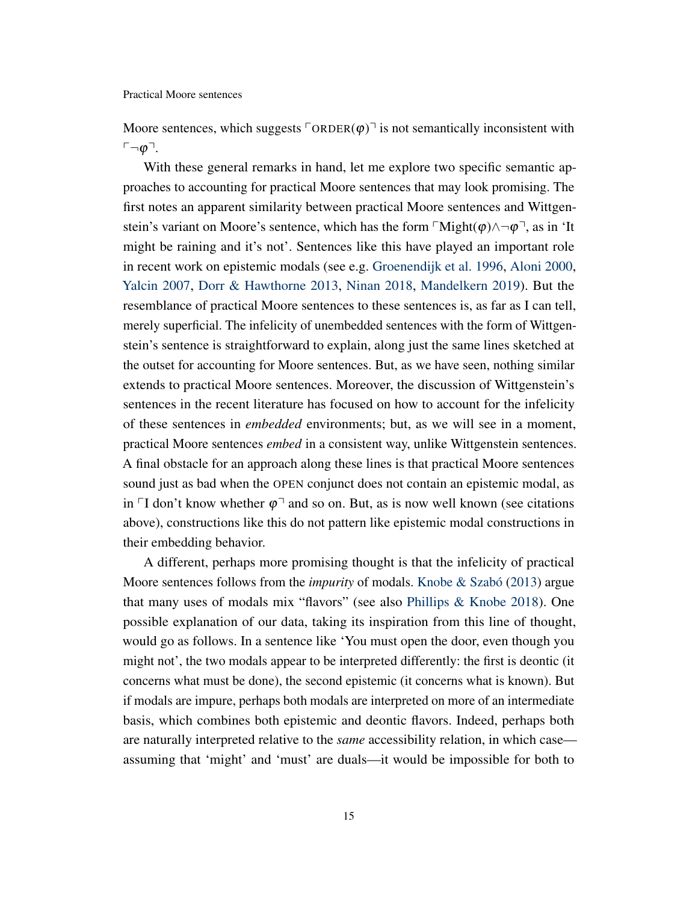Moore sentences, which suggests ⌜ORDER($\varphi$)⌝ is not semantically inconsistent with ⌜$\neg\varphi$⌝.

With these general remarks in hand, let me explore two specific semantic approaches to accounting for practical Moore sentences that may look promising. The first notes an apparent similarity between practical Moore sentences and Wittgenstein's variant on Moore's sentence, which has the form ⌜Might($\varphi$)$\wedge\neg\varphi$⌝, as in 'It might be raining and it's not'. Sentences like this have played an important role in recent work on epistemic modals (see e.g. Groenendijk et al. 1996, Aloni 2000, Yalcin 2007, Dorr & Hawthorne 2013, Ninan 2018, Mandelkern 2019). But the resemblance of practical Moore sentences to these sentences is, as far as I can tell, merely superficial. The infelicity of unembedded sentences with the form of Wittgenstein's sentence is straightforward to explain, along just the same lines sketched at the outset for accounting for Moore sentences. But, as we have seen, nothing similar extends to practical Moore sentences. Moreover, the discussion of Wittgenstein's sentences in the recent literature has focused on how to account for the infelicity of these sentences in *embedded* environments; but, as we will see in a moment, practical Moore sentences *embed* in a consistent way, unlike Wittgenstein sentences. A final obstacle for an approach along these lines is that practical Moore sentences sound just as bad when the OPEN conjunct does not contain an epistemic modal, as in ⌜I don't know whether $\varphi$⌝ and so on. But, as is now well known (see citations above), constructions like this do not pattern like epistemic modal constructions in their embedding behavior.

A different, perhaps more promising thought is that the infelicity of practical Moore sentences follows from the *impurity* of modals. Knobe & Szabó (2013) argue that many uses of modals mix "flavors" (see also Phillips & Knobe 2018). One possible explanation of our data, taking its inspiration from this line of thought, would go as follows. In a sentence like 'You must open the door, even though you might not', the two modals appear to be interpreted differently: the first is deontic (it concerns what must be done), the second epistemic (it concerns what is known). But if modals are impure, perhaps both modals are interpreted on more of an intermediate basis, which combines both epistemic and deontic flavors. Indeed, perhaps both are naturally interpreted relative to the *same* accessibility relation, in which case—assuming that 'might' and 'must' are duals—it would be impossible for both to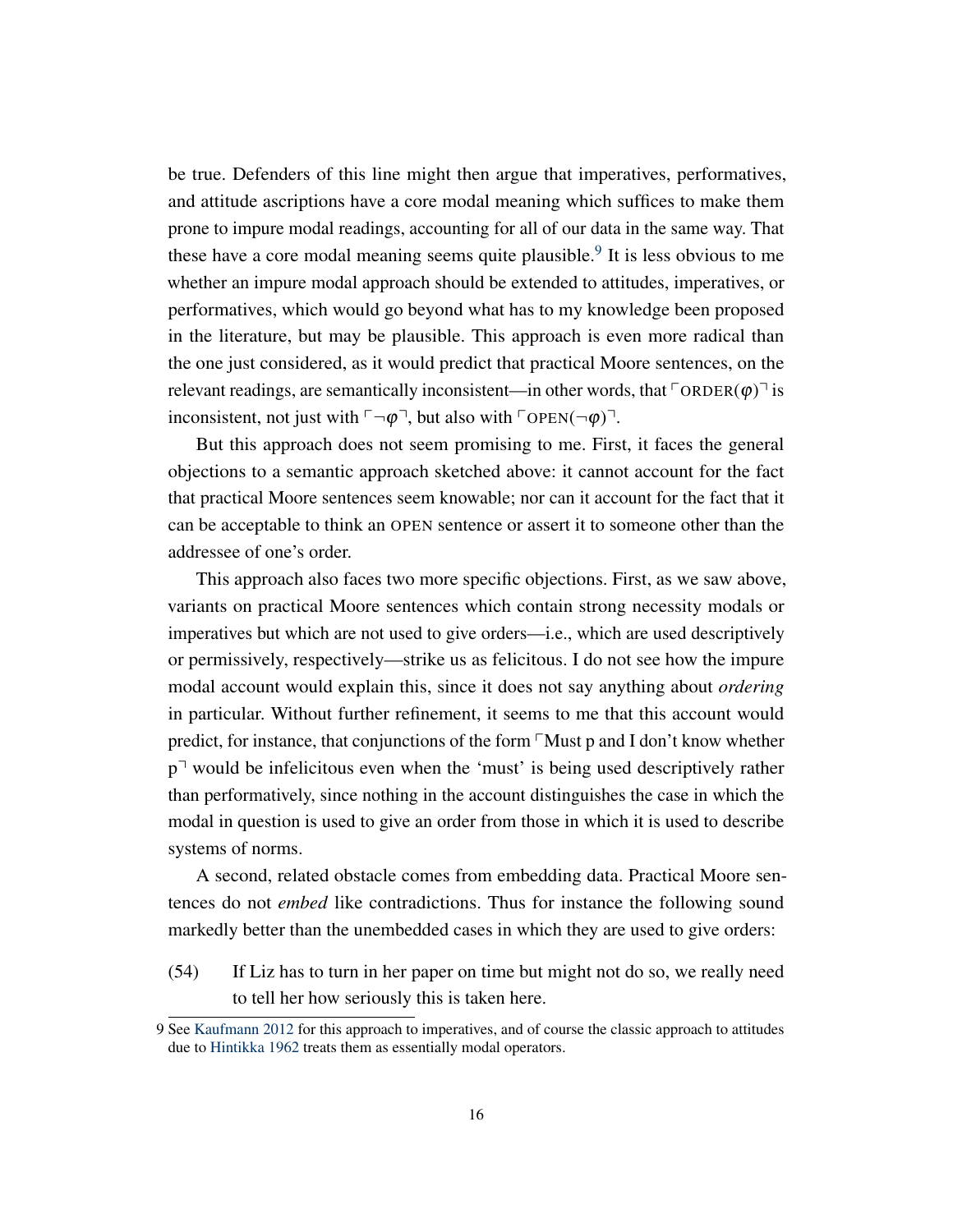be true. Defenders of this line might then argue that imperatives, performatives, and attitude ascriptions have a core modal meaning which suffices to make them prone to impure modal readings, accounting for all of our data in the same way. That these have a core modal meaning seems quite plausible.[9] It is less obvious to me whether an impure modal approach should be extended to attitudes, imperatives, or performatives, which would go beyond what has to my knowledge been proposed in the literature, but may be plausible. This approach is even more radical than the one just considered, as it would predict that practical Moore sentences, on the relevant readings, are semantically inconsistent—in other words, that $\ulcorner$ORDER($\varphi$)$\urcorner$ is inconsistent, not just with $\ulcorner\neg\varphi\urcorner$, but also with $\ulcorner$OPEN($\neg\varphi$)$\urcorner$.

But this approach does not seem promising to me. First, it faces the general objections to a semantic approach sketched above: it cannot account for the fact that practical Moore sentences seem knowable; nor can it account for the fact that it can be acceptable to think an OPEN sentence or assert it to someone other than the addressee of one's order.

This approach also faces two more specific objections. First, as we saw above, variants on practical Moore sentences which contain strong necessity modals or imperatives but which are not used to give orders—i.e., which are used descriptively or permissively, respectively—strike us as felicitous. I do not see how the impure modal account would explain this, since it does not say anything about *ordering* in particular. Without further refinement, it seems to me that this account would predict, for instance, that conjunctions of the form $\ulcorner$Must p and I don't know whether p$\urcorner$ would be infelicitous even when the 'must' is being used descriptively rather than performatively, since nothing in the account distinguishes the case in which the modal in question is used to give an order from those in which it is used to describe systems of norms.

A second, related obstacle comes from embedding data. Practical Moore sentences do not *embed* like contradictions. Thus for instance the following sound markedly better than the unembedded cases in which they are used to give orders:

(54) If Liz has to turn in her paper on time but might not do so, we really need to tell her how seriously this is taken here.

9 See Kaufmann 2012 for this approach to imperatives, and of course the classic approach to attitudes due to Hintikka 1962 treats them as essentially modal operators.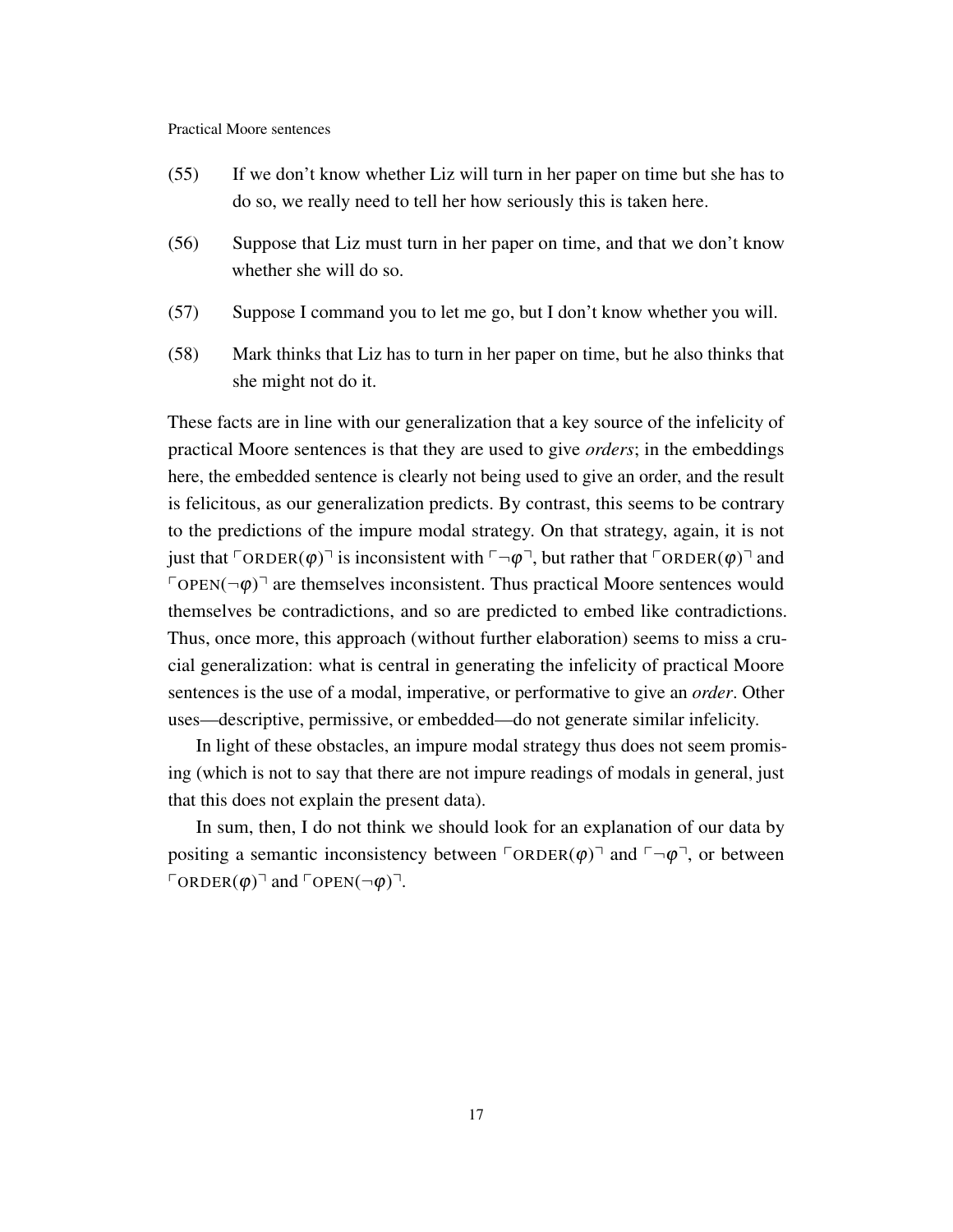(55) If we don't know whether Liz will turn in her paper on time but she has to do so, we really need to tell her how seriously this is taken here.

(56) Suppose that Liz must turn in her paper on time, and that we don't know whether she will do so.

(57) Suppose I command you to let me go, but I don't know whether you will.

(58) Mark thinks that Liz has to turn in her paper on time, but he also thinks that she might not do it.

These facts are in line with our generalization that a key source of the infelicity of practical Moore sentences is that they are used to give *orders*; in the embeddings here, the embedded sentence is clearly not being used to give an order, and the result is felicitous, as our generalization predicts. By contrast, this seems to be contrary to the predictions of the impure modal strategy. On that strategy, again, it is not just that $\ulcorner \text{ORDER}(\varphi) \urcorner$ is inconsistent with $\ulcorner \neg\varphi \urcorner$, but rather that $\ulcorner \text{ORDER}(\varphi) \urcorner$ and $\ulcorner \text{OPEN}(\neg\varphi) \urcorner$ are themselves inconsistent. Thus practical Moore sentences would themselves be contradictions, and so are predicted to embed like contradictions. Thus, once more, this approach (without further elaboration) seems to miss a crucial generalization: what is central in generating the infelicity of practical Moore sentences is the use of a modal, imperative, or performative to give an *order*. Other uses—descriptive, permissive, or embedded—do not generate similar infelicity.

In light of these obstacles, an impure modal strategy thus does not seem promising (which is not to say that there are not impure readings of modals in general, just that this does not explain the present data).

In sum, then, I do not think we should look for an explanation of our data by positing a semantic inconsistency between $\ulcorner \text{ORDER}(\varphi) \urcorner$ and $\ulcorner \neg\varphi \urcorner$, or between $\ulcorner \text{ORDER}(\varphi) \urcorner$ and $\ulcorner \text{OPEN}(\neg\varphi) \urcorner$.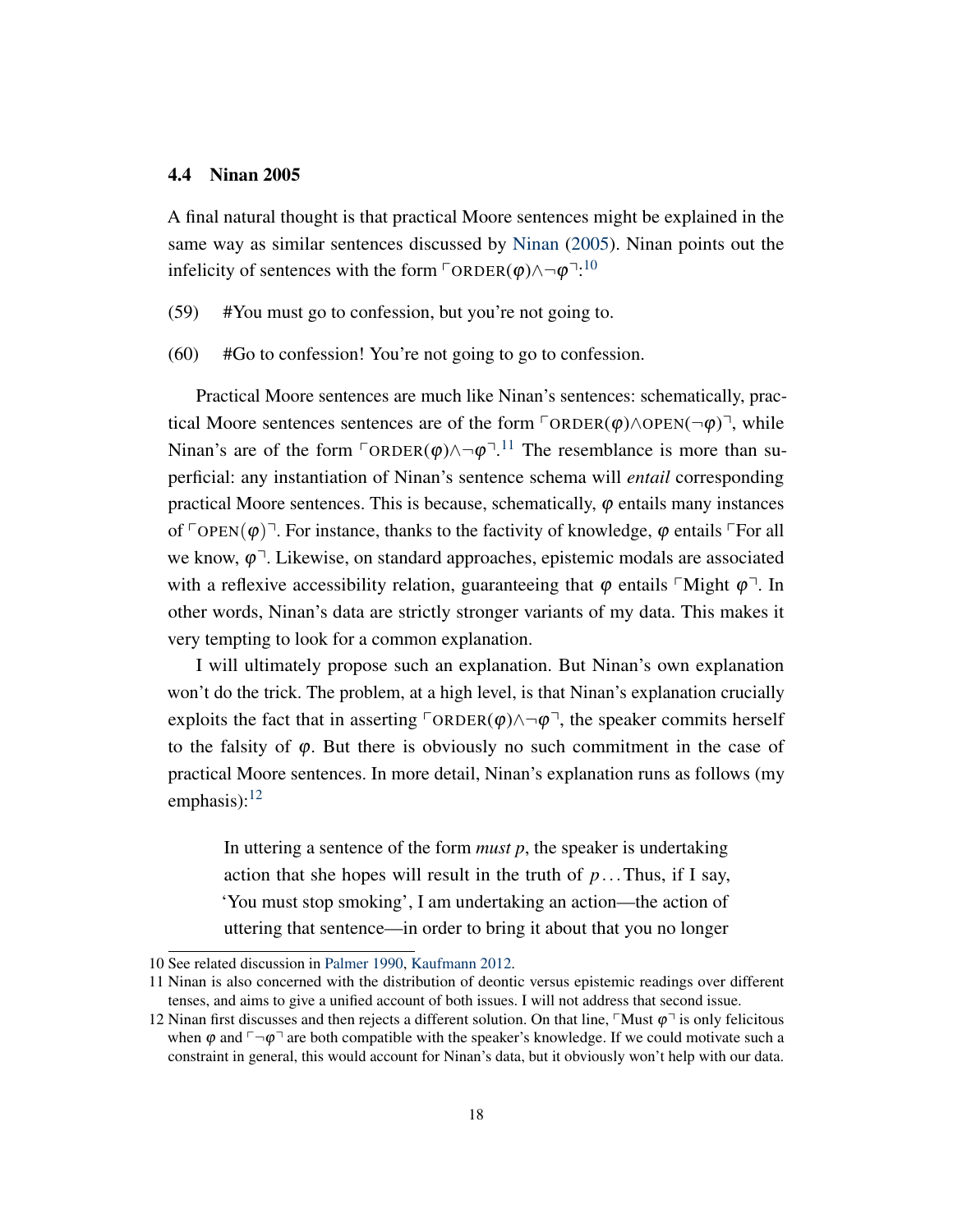### 4.4 Ninan 2005

A final natural thought is that practical Moore sentences might be explained in the same way as similar sentences discussed by Ninan (2005). Ninan points out the infelicity of sentences with the form ⌜ORDER($\varphi$)$\wedge\neg\varphi$⌝:[10]

(59) #You must go to confession, but you're not going to.

(60) #Go to confession! You're not going to go to confession.

Practical Moore sentences are much like Ninan's sentences: schematically, practical Moore sentences sentences are of the form ⌜ORDER($\varphi$)$\wedge$OPEN($\neg\varphi$)⌝, while Ninan's are of the form ⌜ORDER($\varphi$)$\wedge\neg\varphi$⌝.[11] The resemblance is more than superficial: any instantiation of Ninan's sentence schema will *entail* corresponding practical Moore sentences. This is because, schematically, $\varphi$ entails many instances of ⌜OPEN($\varphi$)⌝. For instance, thanks to the factivity of knowledge, $\varphi$ entails ⌜For all we know, $\varphi$⌝. Likewise, on standard approaches, epistemic modals are associated with a reflexive accessibility relation, guaranteeing that $\varphi$ entails ⌜Might $\varphi$⌝. In other words, Ninan's data are strictly stronger variants of my data. This makes it very tempting to look for a common explanation.

I will ultimately propose such an explanation. But Ninan's own explanation won't do the trick. The problem, at a high level, is that Ninan's explanation crucially exploits the fact that in asserting ⌜ORDER($\varphi$)$\wedge\neg\varphi$⌝, the speaker commits herself to the falsity of $\varphi$. But there is obviously no such commitment in the case of practical Moore sentences. In more detail, Ninan's explanation runs as follows (my emphasis):[12]

> In uttering a sentence of the form *must p*, the speaker is undertaking action that she hopes will result in the truth of $p$...Thus, if I say, 'You must stop smoking', I am undertaking an action—the action of uttering that sentence—in order to bring it about that you no longer

---

10 See related discussion in Palmer 1990, Kaufmann 2012.

11 Ninan is also concerned with the distribution of deontic versus epistemic readings over different tenses, and aims to give a unified account of both issues. I will not address that second issue.

12 Ninan first discusses and then rejects a different solution. On that line, ⌜Must $\varphi$⌝ is only felicitous when $\varphi$ and ⌜$\neg\varphi$⌝ are both compatible with the speaker's knowledge. If we could motivate such a constraint in general, this would account for Ninan's data, but it obviously won't help with our data.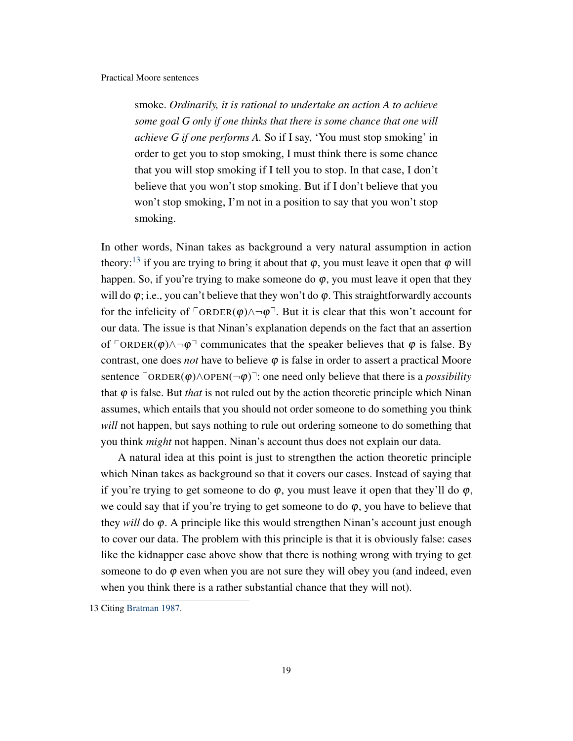> smoke. *Ordinarily, it is rational to undertake an action A to achieve some goal G only if one thinks that there is some chance that one will achieve G if one performs A.* So if I say, 'You must stop smoking' in order to get you to stop smoking, I must think there is some chance that you will stop smoking if I tell you to stop. In that case, I don't believe that you won't stop smoking. But if I don't believe that you won't stop smoking, I'm not in a position to say that you won't stop smoking.

In other words, Ninan takes as background a very natural assumption in action theory:[13] if you are trying to bring it about that $\varphi$, you must leave it open that $\varphi$ will happen. So, if you're trying to make someone do $\varphi$, you must leave it open that they will do $\varphi$; i.e., you can't believe that they won't do $\varphi$. This straightforwardly accounts for the infelicity of $\ulcorner \text{ORDER}(\varphi) \wedge \neg\varphi \urcorner$. But it is clear that this won't account for our data. The issue is that Ninan's explanation depends on the fact that an assertion of $\ulcorner \text{ORDER}(\varphi) \wedge \neg\varphi \urcorner$ communicates that the speaker believes that $\varphi$ is false. By contrast, one does *not* have to believe $\varphi$ is false in order to assert a practical Moore sentence $\ulcorner \text{ORDER}(\varphi) \wedge \text{OPEN}(\neg\varphi) \urcorner$: one need only believe that there is a *possibility* that $\varphi$ is false. But *that* is not ruled out by the action theoretic principle which Ninan assumes, which entails that you should not order someone to do something you think *will* not happen, but says nothing to rule out ordering someone to do something that you think *might* not happen. Ninan's account thus does not explain our data.

A natural idea at this point is just to strengthen the action theoretic principle which Ninan takes as background so that it covers our cases. Instead of saying that if you're trying to get someone to do $\varphi$, you must leave it open that they'll do $\varphi$, we could say that if you're trying to get someone to do $\varphi$, you have to believe that they *will* do $\varphi$. A principle like this would strengthen Ninan's account just enough to cover our data. The problem with this principle is that it is obviously false: cases like the kidnapper case above show that there is nothing wrong with trying to get someone to do $\varphi$ even when you are not sure they will obey you (and indeed, even when you think there is a rather substantial chance that they will not).

---

13 Citing Bratman 1987.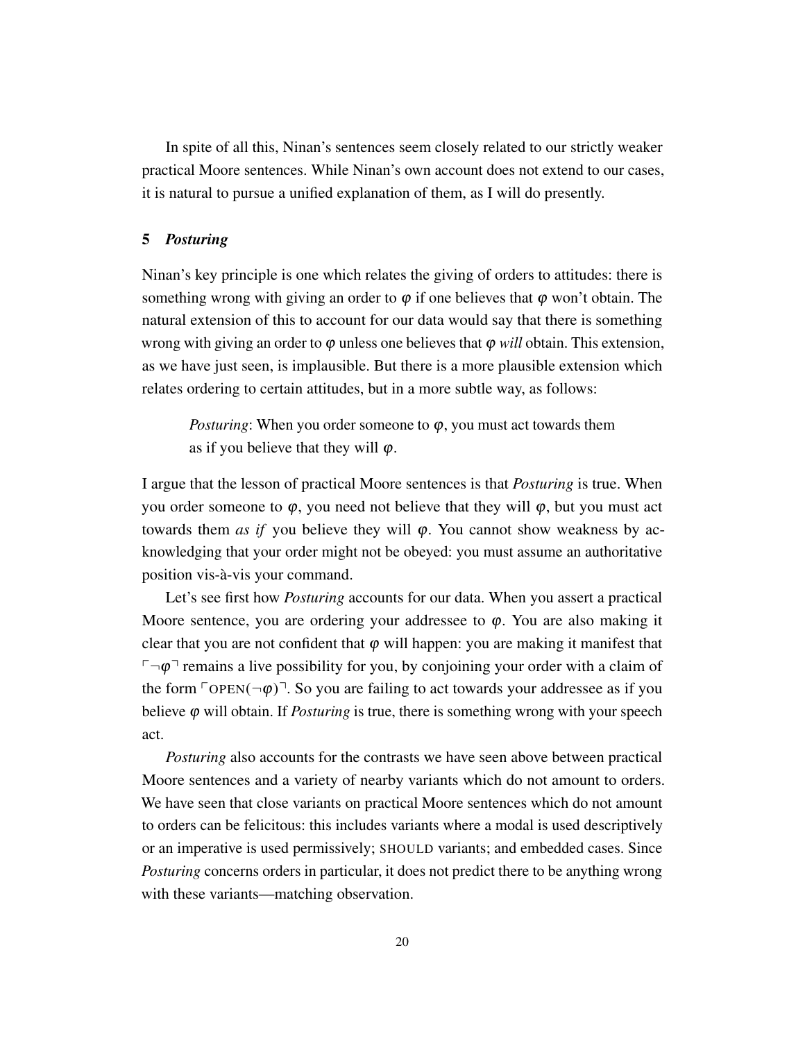In spite of all this, Ninan's sentences seem closely related to our strictly weaker practical Moore sentences. While Ninan's own account does not extend to our cases, it is natural to pursue a unified explanation of them, as I will do presently.

## 5 *Posturing*

Ninan's key principle is one which relates the giving of orders to attitudes: there is something wrong with giving an order to $\varphi$ if one believes that $\varphi$ won't obtain. The natural extension of this to account for our data would say that there is something wrong with giving an order to $\varphi$ unless one believes that $\varphi$ *will* obtain. This extension, as we have just seen, is implausible. But there is a more plausible extension which relates ordering to certain attitudes, but in a more subtle way, as follows:

> *Posturing*: When you order someone to $\varphi$, you must act towards them as if you believe that they will $\varphi$.

I argue that the lesson of practical Moore sentences is that *Posturing* is true. When you order someone to $\varphi$, you need not believe that they will $\varphi$, but you must act towards them *as if* you believe they will $\varphi$. You cannot show weakness by acknowledging that your order might not be obeyed: you must assume an authoritative position vis-à-vis your command.

Let's see first how *Posturing* accounts for our data. When you assert a practical Moore sentence, you are ordering your addressee to $\varphi$. You are also making it clear that you are not confident that $\varphi$ will happen: you are making it manifest that $\ulcorner \neg\varphi \urcorner$ remains a live possibility for you, by conjoining your order with a claim of the form $\ulcorner \text{OPEN}(\neg\varphi) \urcorner$. So you are failing to act towards your addressee as if you believe $\varphi$ will obtain. If *Posturing* is true, there is something wrong with your speech act.

*Posturing* also accounts for the contrasts we have seen above between practical Moore sentences and a variety of nearby variants which do not amount to orders. We have seen that close variants on practical Moore sentences which do not amount to orders can be felicitous: this includes variants where a modal is used descriptively or an imperative is used permissively; SHOULD variants; and embedded cases. Since *Posturing* concerns orders in particular, it does not predict there to be anything wrong with these variants—matching observation.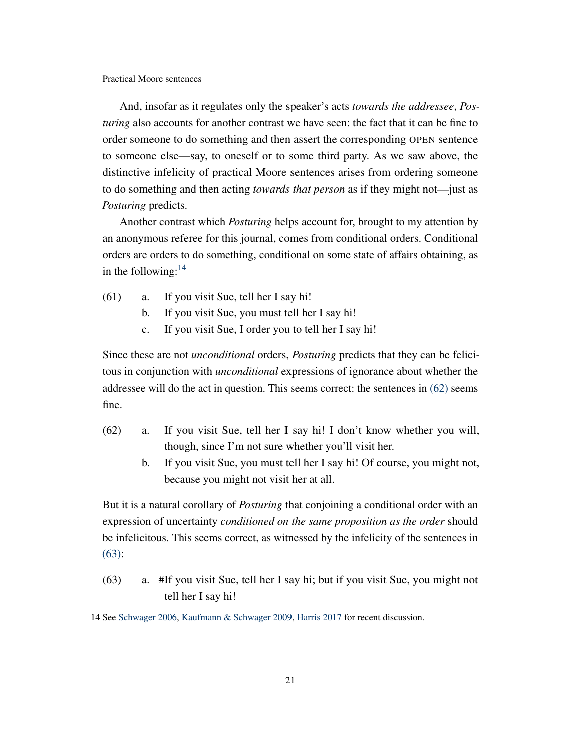And, insofar as it regulates only the speaker's acts *towards the addressee*, *Posturing* also accounts for another contrast we have seen: the fact that it can be fine to order someone to do something and then assert the corresponding OPEN sentence to someone else—say, to oneself or to some third party. As we saw above, the distinctive infelicity of practical Moore sentences arises from ordering someone to do something and then acting *towards that person* as if they might not—just as *Posturing* predicts.

Another contrast which *Posturing* helps account for, brought to my attention by an anonymous referee for this journal, comes from conditional orders. Conditional orders are orders to do something, conditional on some state of affairs obtaining, as in the following:[14]

(61) a. If you visit Sue, tell her I say hi!
 b. If you visit Sue, you must tell her I say hi!
 c. If you visit Sue, I order you to tell her I say hi!

Since these are not *unconditional* orders, *Posturing* predicts that they can be felicitous in conjunction with *unconditional* expressions of ignorance about whether the addressee will do the act in question. This seems correct: the sentences in (62) seems fine.

(62) a. If you visit Sue, tell her I say hi! I don't know whether you will, though, since I'm not sure whether you'll visit her.
 b. If you visit Sue, you must tell her I say hi! Of course, you might not, because you might not visit her at all.

But it is a natural corollary of *Posturing* that conjoining a conditional order with an expression of uncertainty *conditioned on the same proposition as the order* should be infelicitous. This seems correct, as witnessed by the infelicity of the sentences in (63):

(63) a. #If you visit Sue, tell her I say hi; but if you visit Sue, you might not tell her I say hi!

14 See Schwager 2006, Kaufmann & Schwager 2009, Harris 2017 for recent discussion.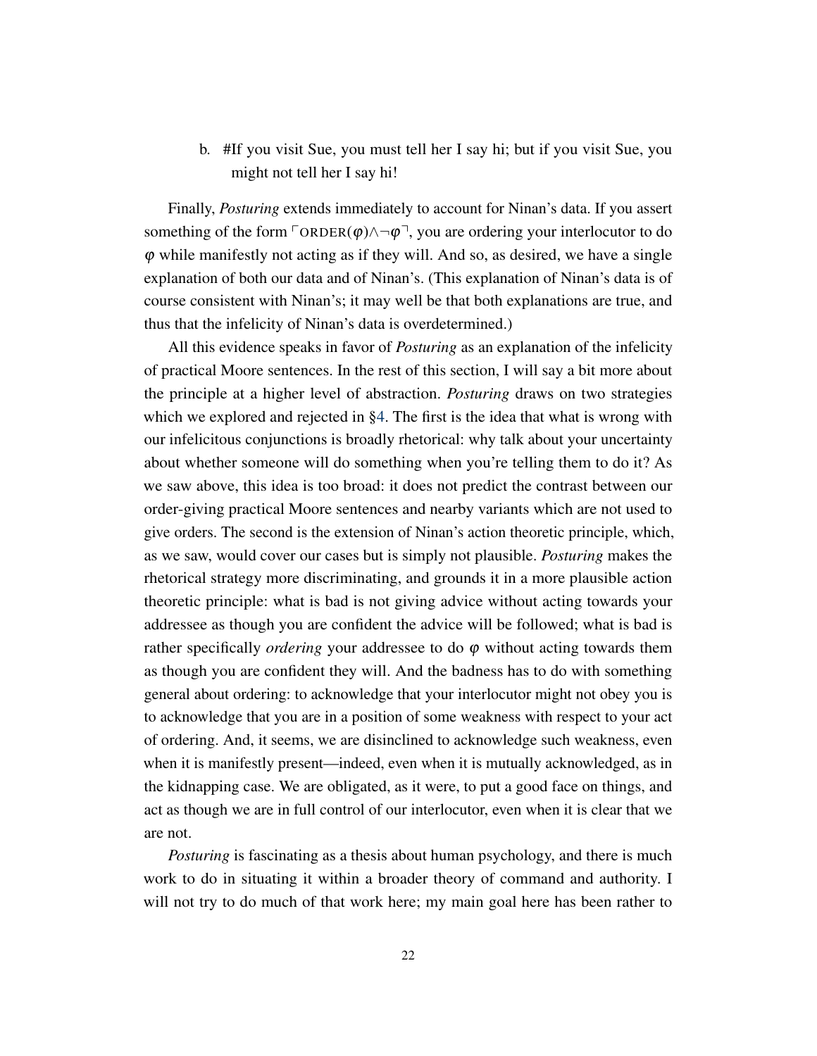b. #If you visit Sue, you must tell her I say hi; but if you visit Sue, you might not tell her I say hi!

Finally, *Posturing* extends immediately to account for Ninan's data. If you assert something of the form ⌜ORDER($\varphi$)$\wedge\neg\varphi$⌝, you are ordering your interlocutor to do $\varphi$ while manifestly not acting as if they will. And so, as desired, we have a single explanation of both our data and of Ninan's. (This explanation of Ninan's data is of course consistent with Ninan's; it may well be that both explanations are true, and thus that the infelicity of Ninan's data is overdetermined.)

All this evidence speaks in favor of *Posturing* as an explanation of the infelicity of practical Moore sentences. In the rest of this section, I will say a bit more about the principle at a higher level of abstraction. *Posturing* draws on two strategies which we explored and rejected in §4. The first is the idea that what is wrong with our infelicitous conjunctions is broadly rhetorical: why talk about your uncertainty about whether someone will do something when you're telling them to do it? As we saw above, this idea is too broad: it does not predict the contrast between our order-giving practical Moore sentences and nearby variants which are not used to give orders. The second is the extension of Ninan's action theoretic principle, which, as we saw, would cover our cases but is simply not plausible. *Posturing* makes the rhetorical strategy more discriminating, and grounds it in a more plausible action theoretic principle: what is bad is not giving advice without acting towards your addressee as though you are confident the advice will be followed; what is bad is rather specifically *ordering* your addressee to do $\varphi$ without acting towards them as though you are confident they will. And the badness has to do with something general about ordering: to acknowledge that your interlocutor might not obey you is to acknowledge that you are in a position of some weakness with respect to your act of ordering. And, it seems, we are disinclined to acknowledge such weakness, even when it is manifestly present—indeed, even when it is mutually acknowledged, as in the kidnapping case. We are obligated, as it were, to put a good face on things, and act as though we are in full control of our interlocutor, even when it is clear that we are not.

*Posturing* is fascinating as a thesis about human psychology, and there is much work to do in situating it within a broader theory of command and authority. I will not try to do much of that work here; my main goal here has been rather to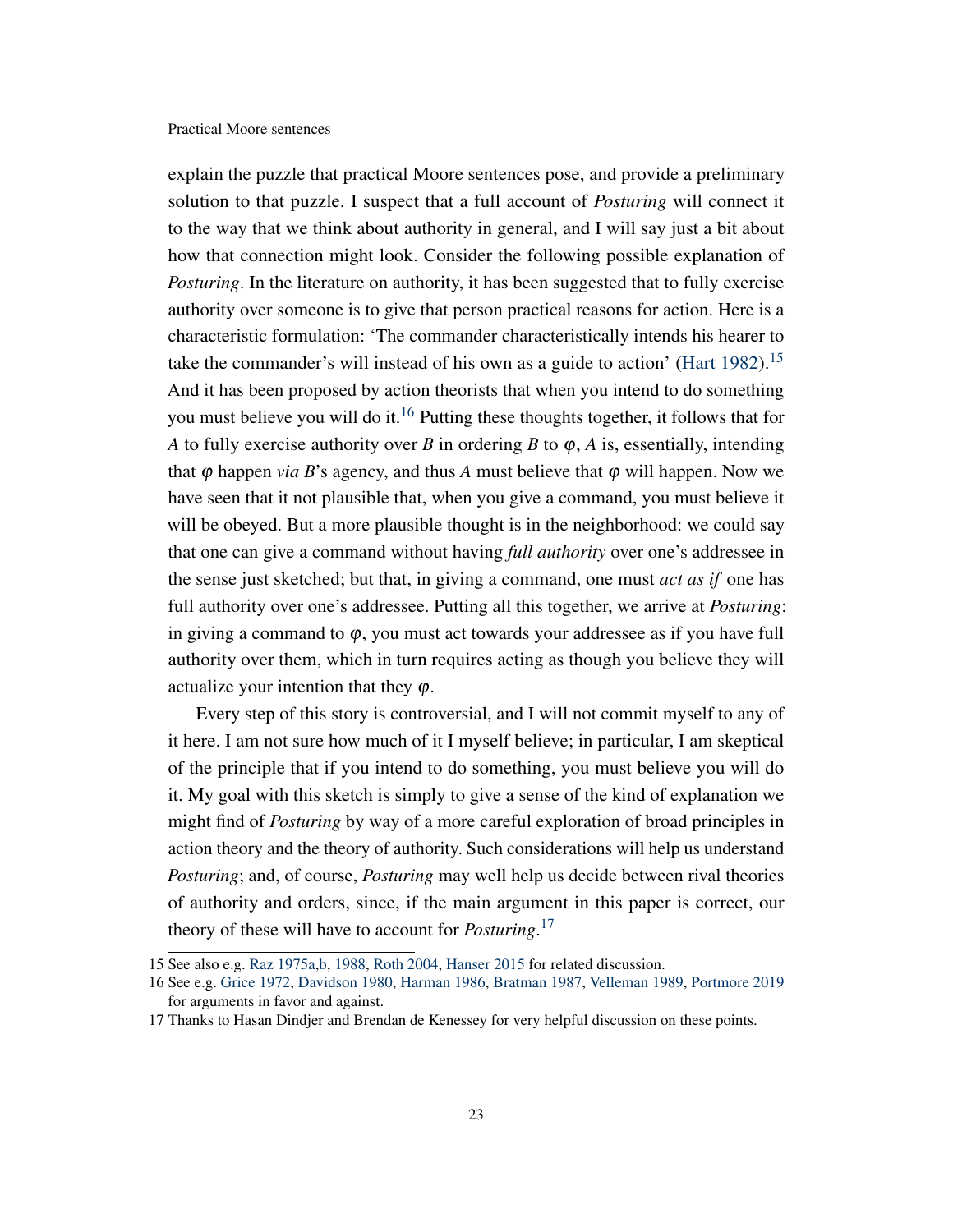explain the puzzle that practical Moore sentences pose, and provide a preliminary solution to that puzzle. I suspect that a full account of *Posturing* will connect it to the way that we think about authority in general, and I will say just a bit about how that connection might look. Consider the following possible explanation of *Posturing*. In the literature on authority, it has been suggested that to fully exercise authority over someone is to give that person practical reasons for action. Here is a characteristic formulation: 'The commander characteristically intends his hearer to take the commander's will instead of his own as a guide to action' (Hart 1982).[15] And it has been proposed by action theorists that when you intend to do something you must believe you will do it.[16] Putting these thoughts together, it follows that for $A$ to fully exercise authority over $B$ in ordering $B$ to $\varphi$, $A$ is, essentially, intending that $\varphi$ happen *via* $B$'s agency, and thus $A$ must believe that $\varphi$ will happen. Now we have seen that it not plausible that, when you give a command, you must believe it will be obeyed. But a more plausible thought is in the neighborhood: we could say that one can give a command without having *full authority* over one's addressee in the sense just sketched; but that, in giving a command, one must *act as if* one has full authority over one's addressee. Putting all this together, we arrive at *Posturing*: in giving a command to $\varphi$, you must act towards your addressee as if you have full authority over them, which in turn requires acting as though you believe they will actualize your intention that they $\varphi$.

Every step of this story is controversial, and I will not commit myself to any of it here. I am not sure how much of it I myself believe; in particular, I am skeptical of the principle that if you intend to do something, you must believe you will do it. My goal with this sketch is simply to give a sense of the kind of explanation we might find of *Posturing* by way of a more careful exploration of broad principles in action theory and the theory of authority. Such considerations will help us understand *Posturing*; and, of course, *Posturing* may well help us decide between rival theories of authority and orders, since, if the main argument in this paper is correct, our theory of these will have to account for *Posturing*.[17]

---

15 See also e.g. Raz 1975a,b, 1988, Roth 2004, Hanser 2015 for related discussion.

16 See e.g. Grice 1972, Davidson 1980, Harman 1986, Bratman 1987, Velleman 1989, Portmore 2019 for arguments in favor and against.

17 Thanks to Hasan Dindjer and Brendan de Kenessey for very helpful discussion on these points.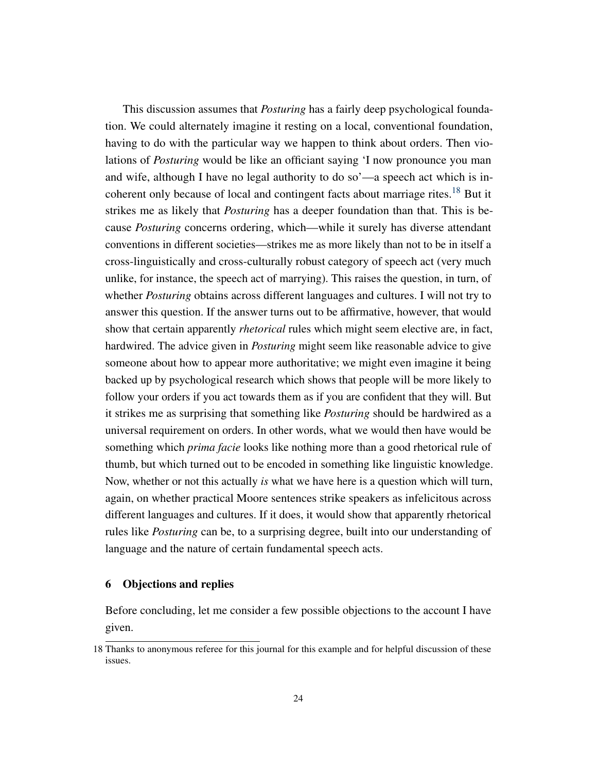This discussion assumes that *Posturing* has a fairly deep psychological foundation. We could alternately imagine it resting on a local, conventional foundation, having to do with the particular way we happen to think about orders. Then violations of *Posturing* would be like an officiant saying 'I now pronounce you man and wife, although I have no legal authority to do so'—a speech act which is incoherent only because of local and contingent facts about marriage rites.[18] But it strikes me as likely that *Posturing* has a deeper foundation than that. This is because *Posturing* concerns ordering, which—while it surely has diverse attendant conventions in different societies—strikes me as more likely than not to be in itself a cross-linguistically and cross-culturally robust category of speech act (very much unlike, for instance, the speech act of marrying). This raises the question, in turn, of whether *Posturing* obtains across different languages and cultures. I will not try to answer this question. If the answer turns out to be affirmative, however, that would show that certain apparently *rhetorical* rules which might seem elective are, in fact, hardwired. The advice given in *Posturing* might seem like reasonable advice to give someone about how to appear more authoritative; we might even imagine it being backed up by psychological research which shows that people will be more likely to follow your orders if you act towards them as if you are confident that they will. But it strikes me as surprising that something like *Posturing* should be hardwired as a universal requirement on orders. In other words, what we would then have would be something which *prima facie* looks like nothing more than a good rhetorical rule of thumb, but which turned out to be encoded in something like linguistic knowledge. Now, whether or not this actually *is* what we have here is a question which will turn, again, on whether practical Moore sentences strike speakers as infelicitous across different languages and cultures. If it does, it would show that apparently rhetorical rules like *Posturing* can be, to a surprising degree, built into our understanding of language and the nature of certain fundamental speech acts.

## 6 Objections and replies

Before concluding, let me consider a few possible objections to the account I have given.

18 Thanks to anonymous referee for this journal for this example and for helpful discussion of these issues.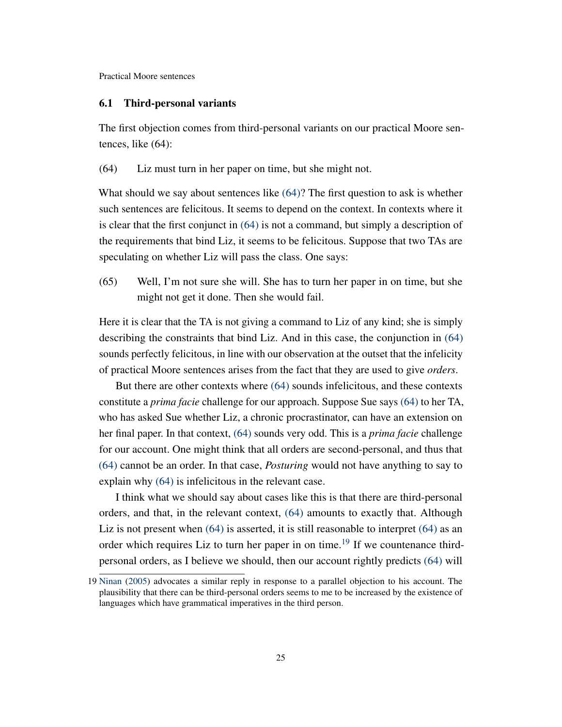### 6.1 Third-personal variants

The first objection comes from third-personal variants on our practical Moore sentences, like (64):

(64) Liz must turn in her paper on time, but she might not.

What should we say about sentences like (64)? The first question to ask is whether such sentences are felicitous. It seems to depend on the context. In contexts where it is clear that the first conjunct in (64) is not a command, but simply a description of the requirements that bind Liz, it seems to be felicitous. Suppose that two TAs are speculating on whether Liz will pass the class. One says:

(65) Well, I'm not sure she will. She has to turn her paper in on time, but she might not get it done. Then she would fail.

Here it is clear that the TA is not giving a command to Liz of any kind; she is simply describing the constraints that bind Liz. And in this case, the conjunction in (64) sounds perfectly felicitous, in line with our observation at the outset that the infelicity of practical Moore sentences arises from the fact that they are used to give *orders*.

But there are other contexts where (64) sounds infelicitous, and these contexts constitute a *prima facie* challenge for our approach. Suppose Sue says (64) to her TA, who has asked Sue whether Liz, a chronic procrastinator, can have an extension on her final paper. In that context, (64) sounds very odd. This is a *prima facie* challenge for our account. One might think that all orders are second-personal, and thus that (64) cannot be an order. In that case, *Posturing* would not have anything to say to explain why (64) is infelicitous in the relevant case.

I think what we should say about cases like this is that there are third-personal orders, and that, in the relevant context, (64) amounts to exactly that. Although Liz is not present when (64) is asserted, it is still reasonable to interpret (64) as an order which requires Liz to turn her paper in on time.[19] If we countenance third-personal orders, as I believe we should, then our account rightly predicts (64) will

[19] Ninan (2005) advocates a similar reply in response to a parallel objection to his account. The plausibility that there can be third-personal orders seems to me to be increased by the existence of languages which have grammatical imperatives in the third person.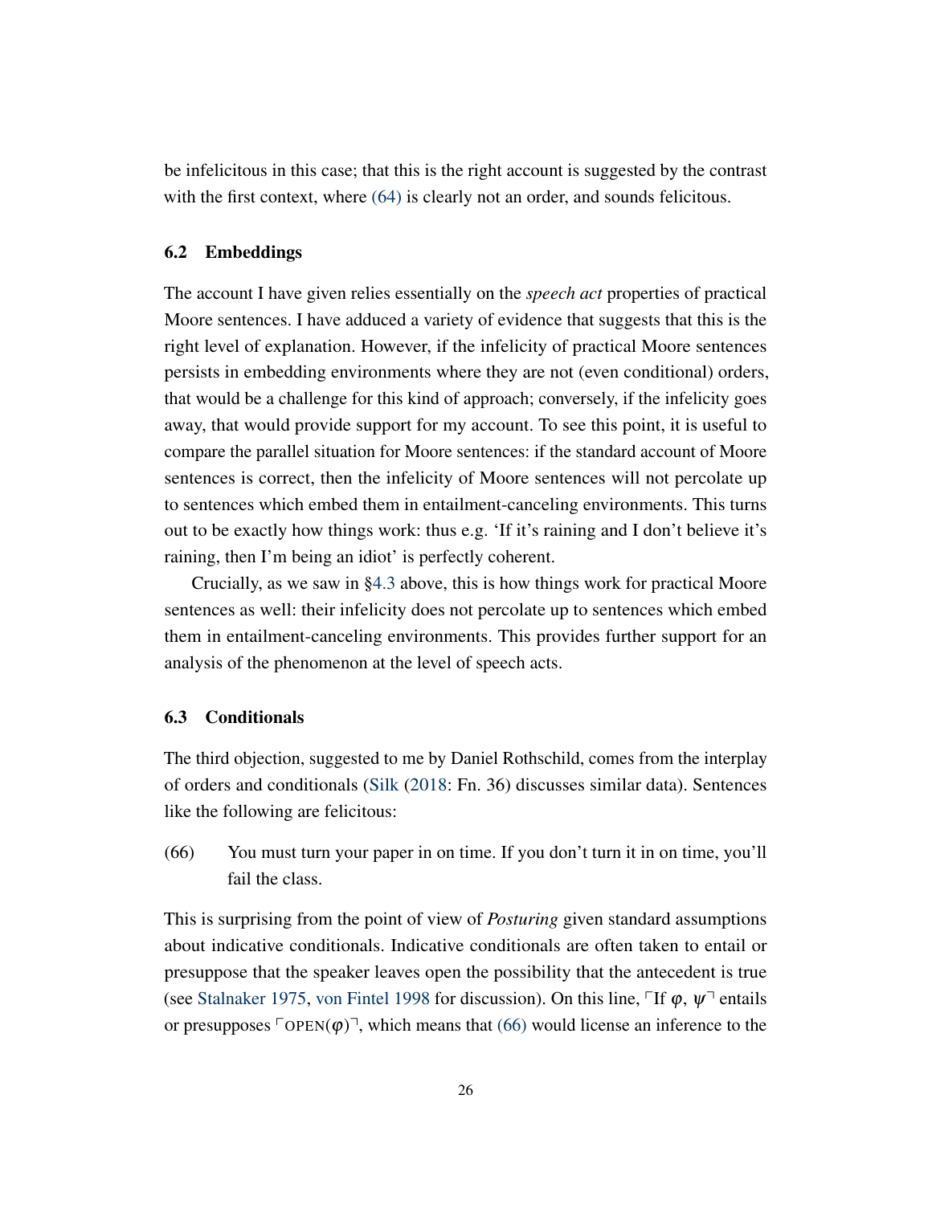be infelicitous in this case; that this is the right account is suggested by the contrast with the first context, where (64) is clearly not an order, and sounds felicitous.

### 6.2 Embeddings

The account I have given relies essentially on the *speech act* properties of practical Moore sentences. I have adduced a variety of evidence that suggests that this is the right level of explanation. However, if the infelicity of practical Moore sentences persists in embedding environments where they are not (even conditional) orders, that would be a challenge for this kind of approach; conversely, if the infelicity goes away, that would provide support for my account. To see this point, it is useful to compare the parallel situation for Moore sentences: if the standard account of Moore sentences is correct, then the infelicity of Moore sentences will not percolate up to sentences which embed them in entailment-canceling environments. This turns out to be exactly how things work: thus e.g. 'If it's raining and I don't believe it's raining, then I'm being an idiot' is perfectly coherent.

Crucially, as we saw in §4.3 above, this is how things work for practical Moore sentences as well: their infelicity does not percolate up to sentences which embed them in entailment-canceling environments. This provides further support for an analysis of the phenomenon at the level of speech acts.

### 6.3 Conditionals

The third objection, suggested to me by Daniel Rothschild, comes from the interplay of orders and conditionals (Silk (2018: Fn. 36) discusses similar data). Sentences like the following are felicitous:

(66) You must turn your paper in on time. If you don't turn it in on time, you'll fail the class.

This is surprising from the point of view of *Posturing* given standard assumptions about indicative conditionals. Indicative conditionals are often taken to entail or presuppose that the speaker leaves open the possibility that the antecedent is true (see Stalnaker 1975, von Fintel 1998 for discussion). On this line, $\ulcorner$If $\varphi$, $\psi\urcorner$ entails or presupposes $\ulcorner\text{OPEN}(\varphi)\urcorner$, which means that (66) would license an inference to the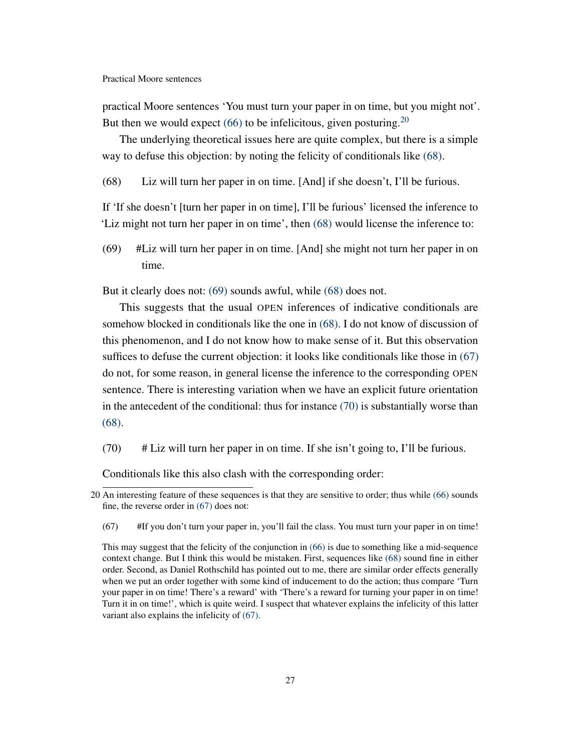practical Moore sentences 'You must turn your paper in on time, but you might not'. But then we would expect (66) to be infelicitous, given posturing.[20]

The underlying theoretical issues here are quite complex, but there is a simple way to defuse this objection: by noting the felicity of conditionals like (68).

(68) Liz will turn her paper in on time. [And] if she doesn't, I'll be furious.

If 'If she doesn't [turn her paper in on time], I'll be furious' licensed the inference to 'Liz might not turn her paper in on time', then (68) would license the inference to:

(69) #Liz will turn her paper in on time. [And] she might not turn her paper in on time.

But it clearly does not: (69) sounds awful, while (68) does not.

This suggests that the usual OPEN inferences of indicative conditionals are somehow blocked in conditionals like the one in (68). I do not know of discussion of this phenomenon, and I do not know how to make sense of it. But this observation suffices to defuse the current objection: it looks like conditionals like those in (67) do not, for some reason, in general license the inference to the corresponding OPEN sentence. There is interesting variation when we have an explicit future orientation in the antecedent of the conditional: thus for instance (70) is substantially worse than (68).

(70) # Liz will turn her paper in on time. If she isn't going to, I'll be furious.

Conditionals like this also clash with the corresponding order:

---

20 An interesting feature of these sequences is that they are sensitive to order; thus while (66) sounds fine, the reverse order in (67) does not:

(67) #If you don't turn your paper in, you'll fail the class. You must turn your paper in on time!

This may suggest that the felicity of the conjunction in (66) is due to something like a mid-sequence context change. But I think this would be mistaken. First, sequences like (68) sound fine in either order. Second, as Daniel Rothschild has pointed out to me, there are similar order effects generally when we put an order together with some kind of inducement to do the action; thus compare 'Turn your paper in on time! There's a reward' with 'There's a reward for turning your paper in on time! Turn it in on time!', which is quite weird. I suspect that whatever explains the infelicity of this latter variant also explains the infelicity of (67).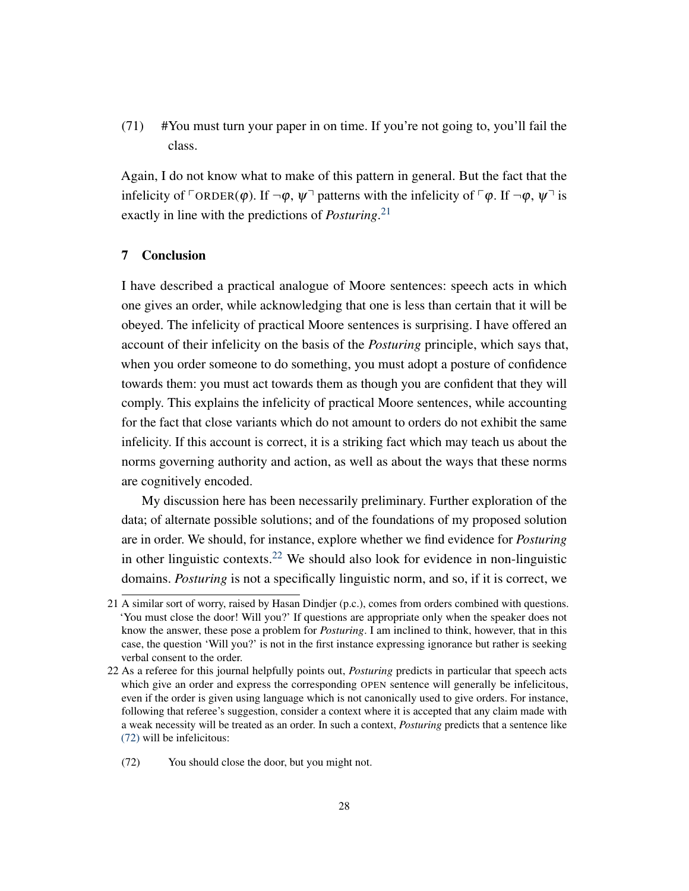(71) #You must turn your paper in on time. If you're not going to, you'll fail the class.

Again, I do not know what to make of this pattern in general. But the fact that the infelicity of $\ulcorner$ORDER($\varphi$). If $\neg\varphi$, $\psi\urcorner$ patterns with the infelicity of $\ulcorner\varphi$. If $\neg\varphi$, $\psi\urcorner$ is exactly in line with the predictions of *Posturing*.[21]

## 7 Conclusion

I have described a practical analogue of Moore sentences: speech acts in which one gives an order, while acknowledging that one is less than certain that it will be obeyed. The infelicity of practical Moore sentences is surprising. I have offered an account of their infelicity on the basis of the *Posturing* principle, which says that, when you order someone to do something, you must adopt a posture of confidence towards them: you must act towards them as though you are confident that they will comply. This explains the infelicity of practical Moore sentences, while accounting for the fact that close variants which do not amount to orders do not exhibit the same infelicity. If this account is correct, it is a striking fact which may teach us about the norms governing authority and action, as well as about the ways that these norms are cognitively encoded.

My discussion here has been necessarily preliminary. Further exploration of the data; of alternate possible solutions; and of the foundations of my proposed solution are in order. We should, for instance, explore whether we find evidence for *Posturing* in other linguistic contexts.[22] We should also look for evidence in non-linguistic domains. *Posturing* is not a specifically linguistic norm, and so, if it is correct, we

---

21 A similar sort of worry, raised by Hasan Dindjer (p.c.), comes from orders combined with questions. 'You must close the door! Will you?' If questions are appropriate only when the speaker does not know the answer, these pose a problem for *Posturing*. I am inclined to think, however, that in this case, the question 'Will you?' is not in the first instance expressing ignorance but rather is seeking verbal consent to the order.

22 As a referee for this journal helpfully points out, *Posturing* predicts in particular that speech acts which give an order and express the corresponding OPEN sentence will generally be infelicitous, even if the order is given using language which is not canonically used to give orders. For instance, following that referee's suggestion, consider a context where it is accepted that any claim made with a weak necessity will be treated as an order. In such a context, *Posturing* predicts that a sentence like (72) will be infelicitous:

(72) You should close the door, but you might not.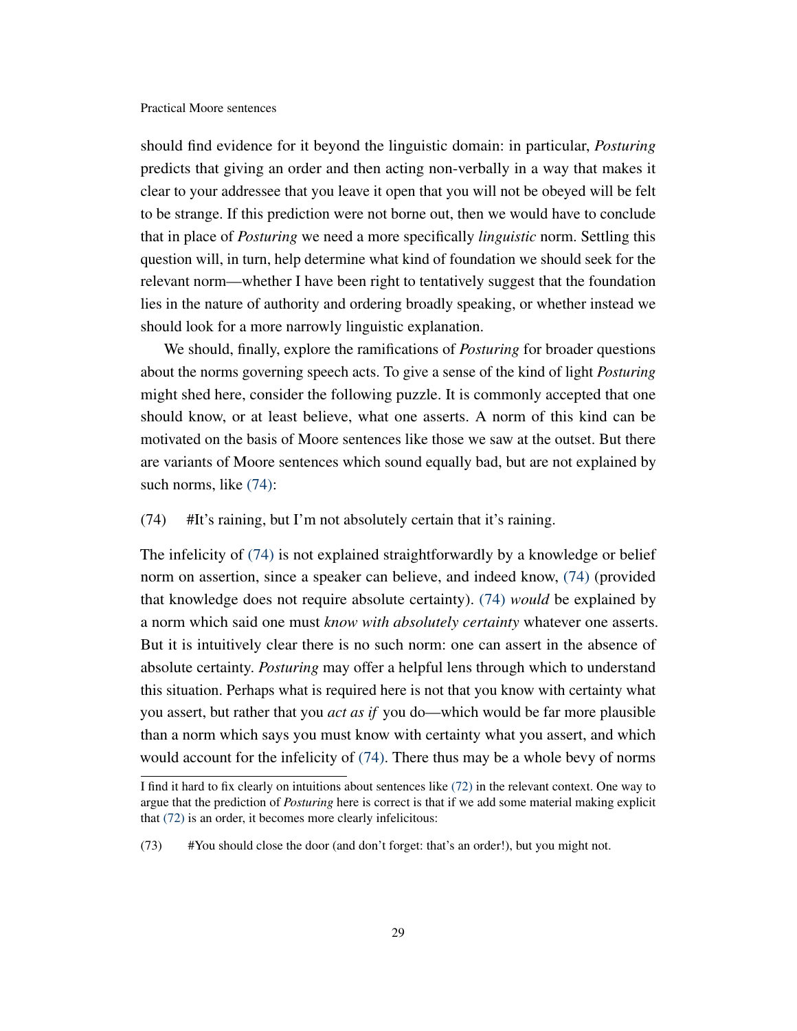should find evidence for it beyond the linguistic domain: in particular, *Posturing* predicts that giving an order and then acting non-verbally in a way that makes it clear to your addressee that you leave it open that you will not be obeyed will be felt to be strange. If this prediction were not borne out, then we would have to conclude that in place of *Posturing* we need a more specifically *linguistic* norm. Settling this question will, in turn, help determine what kind of foundation we should seek for the relevant norm—whether I have been right to tentatively suggest that the foundation lies in the nature of authority and ordering broadly speaking, or whether instead we should look for a more narrowly linguistic explanation.

We should, finally, explore the ramifications of *Posturing* for broader questions about the norms governing speech acts. To give a sense of the kind of light *Posturing* might shed here, consider the following puzzle. It is commonly accepted that one should know, or at least believe, what one asserts. A norm of this kind can be motivated on the basis of Moore sentences like those we saw at the outset. But there are variants of Moore sentences which sound equally bad, but are not explained by such norms, like (74):

(74) #It's raining, but I'm not absolutely certain that it's raining.

The infelicity of (74) is not explained straightforwardly by a knowledge or belief norm on assertion, since a speaker can believe, and indeed know, (74) (provided that knowledge does not require absolute certainty). (74) *would* be explained by a norm which said one must *know with absolutely certainty* whatever one asserts. But it is intuitively clear there is no such norm: one can assert in the absence of absolute certainty. *Posturing* may offer a helpful lens through which to understand this situation. Perhaps what is required here is not that you know with certainty what you assert, but rather that you *act as if* you do—which would be far more plausible than a norm which says you must know with certainty what you assert, and which would account for the infelicity of (74). There thus may be a whole bevy of norms

---

I find it hard to fix clearly on intuitions about sentences like (72) in the relevant context. One way to argue that the prediction of *Posturing* here is correct is that if we add some material making explicit that (72) is an order, it becomes more clearly infelicitous:

(73) #You should close the door (and don't forget: that's an order!), but you might not.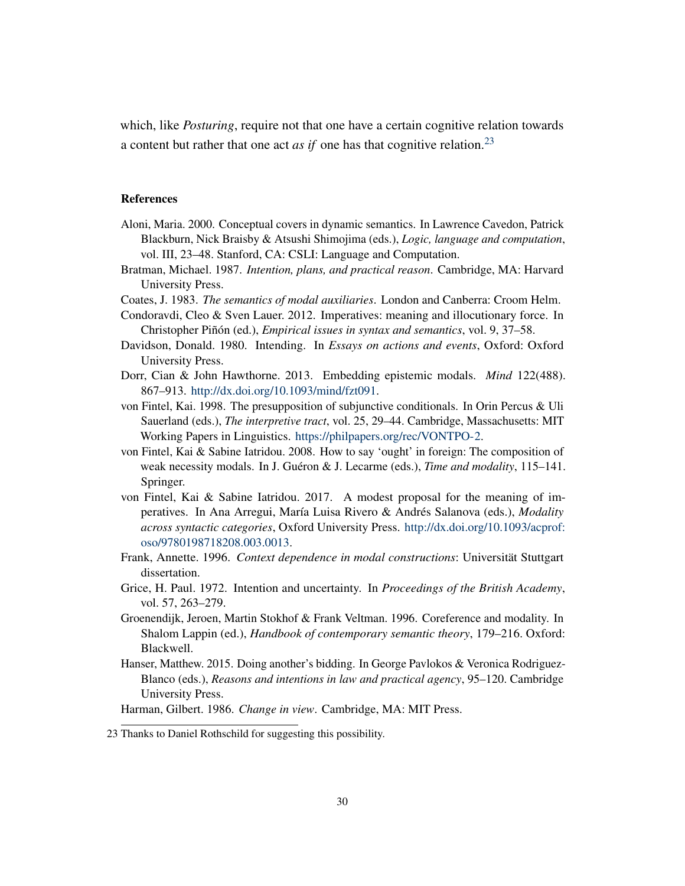which, like *Posturing*, require not that one have a certain cognitive relation towards a content but rather that one act *as if* one has that cognitive relation.[23]

## References

Aloni, Maria. 2000. Conceptual covers in dynamic semantics. In Lawrence Cavedon, Patrick Blackburn, Nick Braisby & Atsushi Shimojima (eds.), *Logic, language and computation*, vol. III, 23–48. Stanford, CA: CSLI: Language and Computation.

Bratman, Michael. 1987. *Intention, plans, and practical reason*. Cambridge, MA: Harvard University Press.

Coates, J. 1983. *The semantics of modal auxiliaries*. London and Canberra: Croom Helm.

Condoravdi, Cleo & Sven Lauer. 2012. Imperatives: meaning and illocutionary force. In Christopher Piñón (ed.), *Empirical issues in syntax and semantics*, vol. 9, 37–58.

Davidson, Donald. 1980. Intending. In *Essays on actions and events*, Oxford: Oxford University Press.

Dorr, Cian & John Hawthorne. 2013. Embedding epistemic modals. *Mind* 122(488). 867–913. http://dx.doi.org/10.1093/mind/fzt091.

von Fintel, Kai. 1998. The presupposition of subjunctive conditionals. In Orin Percus & Uli Sauerland (eds.), *The interpretive tract*, vol. 25, 29–44. Cambridge, Massachusetts: MIT Working Papers in Linguistics. https://philpapers.org/rec/VONTPO-2.

von Fintel, Kai & Sabine Iatridou. 2008. How to say 'ought' in foreign: The composition of weak necessity modals. In J. Guéron & J. Lecarme (eds.), *Time and modality*, 115–141. Springer.

von Fintel, Kai & Sabine Iatridou. 2017. A modest proposal for the meaning of imperatives. In Ana Arregui, María Luisa Rivero & Andrés Salanova (eds.), *Modality across syntactic categories*, Oxford University Press. http://dx.doi.org/10.1093/acprof:oso/9780198718208.003.0013.

Frank, Annette. 1996. *Context dependence in modal constructions*: Universität Stuttgart dissertation.

Grice, H. Paul. 1972. Intention and uncertainty. In *Proceedings of the British Academy*, vol. 57, 263–279.

Groenendijk, Jeroen, Martin Stokhof & Frank Veltman. 1996. Coreference and modality. In Shalom Lappin (ed.), *Handbook of contemporary semantic theory*, 179–216. Oxford: Blackwell.

Hanser, Matthew. 2015. Doing another's bidding. In George Pavlokos & Veronica Rodriguez-Blanco (eds.), *Reasons and intentions in law and practical agency*, 95–120. Cambridge University Press.

Harman, Gilbert. 1986. *Change in view*. Cambridge, MA: MIT Press.

---

23 Thanks to Daniel Rothschild for suggesting this possibility.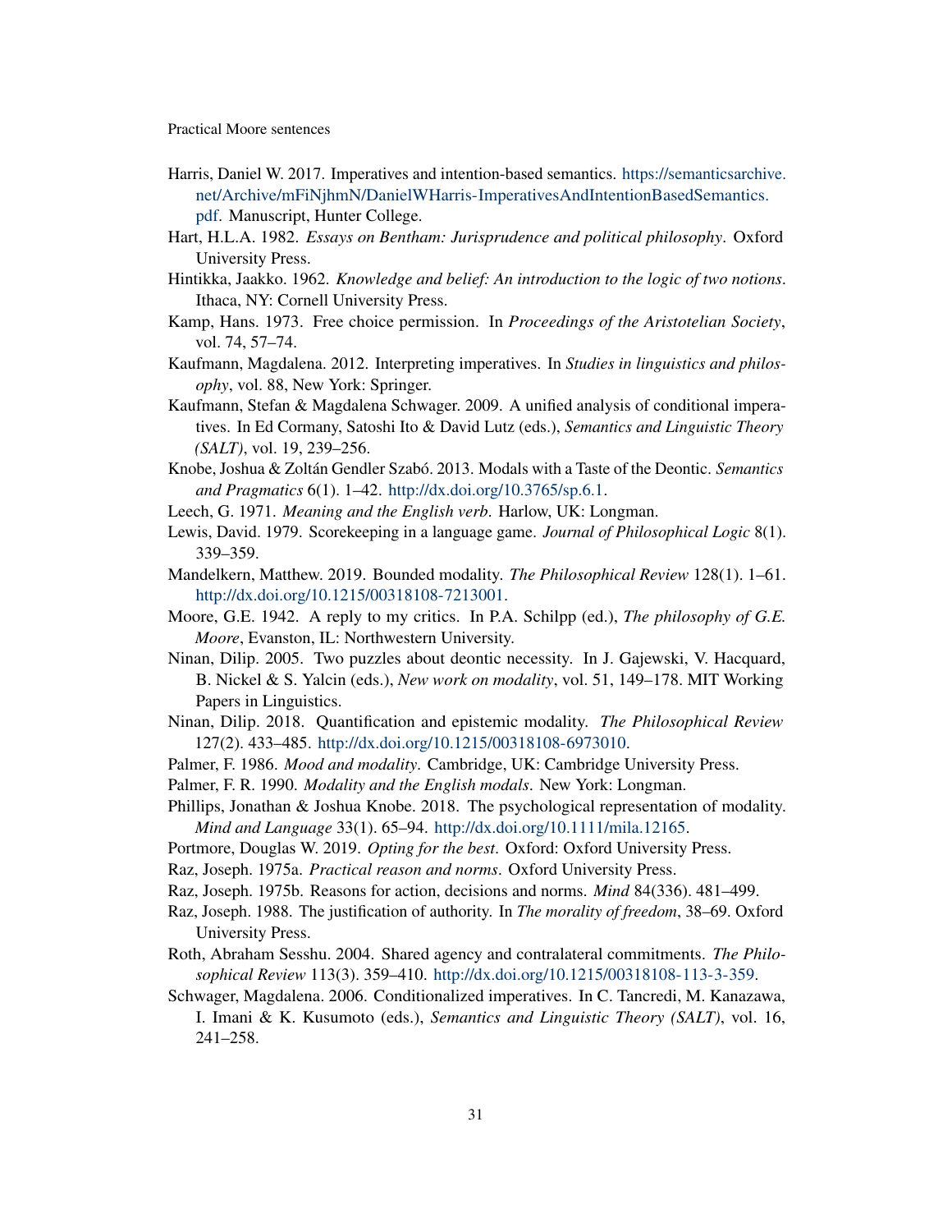Harris, Daniel W. 2017. Imperatives and intention-based semantics. https://semanticsarchive.net/Archive/mFiNjhmN/DanielWHarris-ImperativesAndIntentionBasedSemantics.pdf. Manuscript, Hunter College.

Hart, H.L.A. 1982. *Essays on Bentham: Jurisprudence and political philosophy*. Oxford University Press.

Hintikka, Jaakko. 1962. *Knowledge and belief: An introduction to the logic of two notions*. Ithaca, NY: Cornell University Press.

Kamp, Hans. 1973. Free choice permission. In *Proceedings of the Aristotelian Society*, vol. 74, 57–74.

Kaufmann, Magdalena. 2012. Interpreting imperatives. In *Studies in linguistics and philosophy*, vol. 88, New York: Springer.

Kaufmann, Stefan & Magdalena Schwager. 2009. A unified analysis of conditional imperatives. In Ed Cormany, Satoshi Ito & David Lutz (eds.), *Semantics and Linguistic Theory (SALT)*, vol. 19, 239–256.

Knobe, Joshua & Zoltán Gendler Szabó. 2013. Modals with a Taste of the Deontic. *Semantics and Pragmatics* 6(1). 1–42. http://dx.doi.org/10.3765/sp.6.1.

Leech, G. 1971. *Meaning and the English verb*. Harlow, UK: Longman.

Lewis, David. 1979. Scorekeeping in a language game. *Journal of Philosophical Logic* 8(1). 339–359.

Mandelkern, Matthew. 2019. Bounded modality. *The Philosophical Review* 128(1). 1–61. http://dx.doi.org/10.1215/00318108-7213001.

Moore, G.E. 1942. A reply to my critics. In P.A. Schilpp (ed.), *The philosophy of G.E. Moore*, Evanston, IL: Northwestern University.

Ninan, Dilip. 2005. Two puzzles about deontic necessity. In J. Gajewski, V. Hacquard, B. Nickel & S. Yalcin (eds.), *New work on modality*, vol. 51, 149–178. MIT Working Papers in Linguistics.

Ninan, Dilip. 2018. Quantification and epistemic modality. *The Philosophical Review* 127(2). 433–485. http://dx.doi.org/10.1215/00318108-6973010.

Palmer, F. 1986. *Mood and modality*. Cambridge, UK: Cambridge University Press.

Palmer, F. R. 1990. *Modality and the English modals*. New York: Longman.

Phillips, Jonathan & Joshua Knobe. 2018. The psychological representation of modality. *Mind and Language* 33(1). 65–94. http://dx.doi.org/10.1111/mila.12165.

Portmore, Douglas W. 2019. *Opting for the best*. Oxford: Oxford University Press.

Raz, Joseph. 1975a. *Practical reason and norms*. Oxford University Press.

Raz, Joseph. 1975b. Reasons for action, decisions and norms. *Mind* 84(336). 481–499.

Raz, Joseph. 1988. The justification of authority. In *The morality of freedom*, 38–69. Oxford University Press.

Roth, Abraham Sesshu. 2004. Shared agency and contralateral commitments. *The Philosophical Review* 113(3). 359–410. http://dx.doi.org/10.1215/00318108-113-3-359.

Schwager, Magdalena. 2006. Conditionalized imperatives. In C. Tancredi, M. Kanazawa, I. Imani & K. Kusumoto (eds.), *Semantics and Linguistic Theory (SALT)*, vol. 16, 241–258.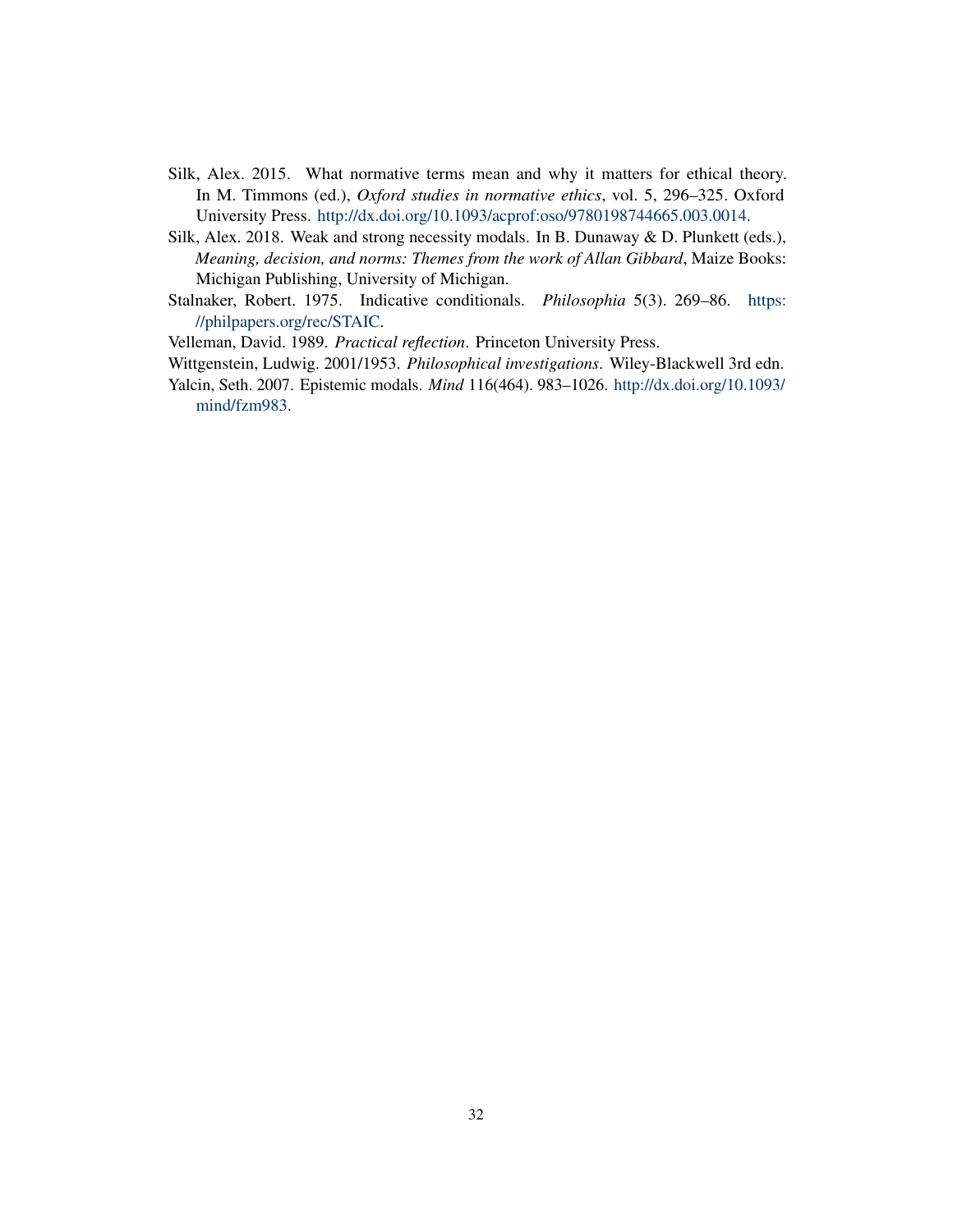Silk, Alex. 2015. What normative terms mean and why it matters for ethical theory. In M. Timmons (ed.), *Oxford studies in normative ethics*, vol. 5, 296–325. Oxford University Press. http://dx.doi.org/10.1093/acprof:oso/9780198744665.003.0014.

Silk, Alex. 2018. Weak and strong necessity modals. In B. Dunaway & D. Plunkett (eds.), *Meaning, decision, and norms: Themes from the work of Allan Gibbard*, Maize Books: Michigan Publishing, University of Michigan.

Stalnaker, Robert. 1975. Indicative conditionals. *Philosophia* 5(3). 269–86. https://philpapers.org/rec/STAIC.

Velleman, David. 1989. *Practical reflection*. Princeton University Press.

Wittgenstein, Ludwig. 2001/1953. *Philosophical investigations*. Wiley-Blackwell 3rd edn.

Yalcin, Seth. 2007. Epistemic modals. *Mind* 116(464). 983–1026. http://dx.doi.org/10.1093/mind/fzm983.